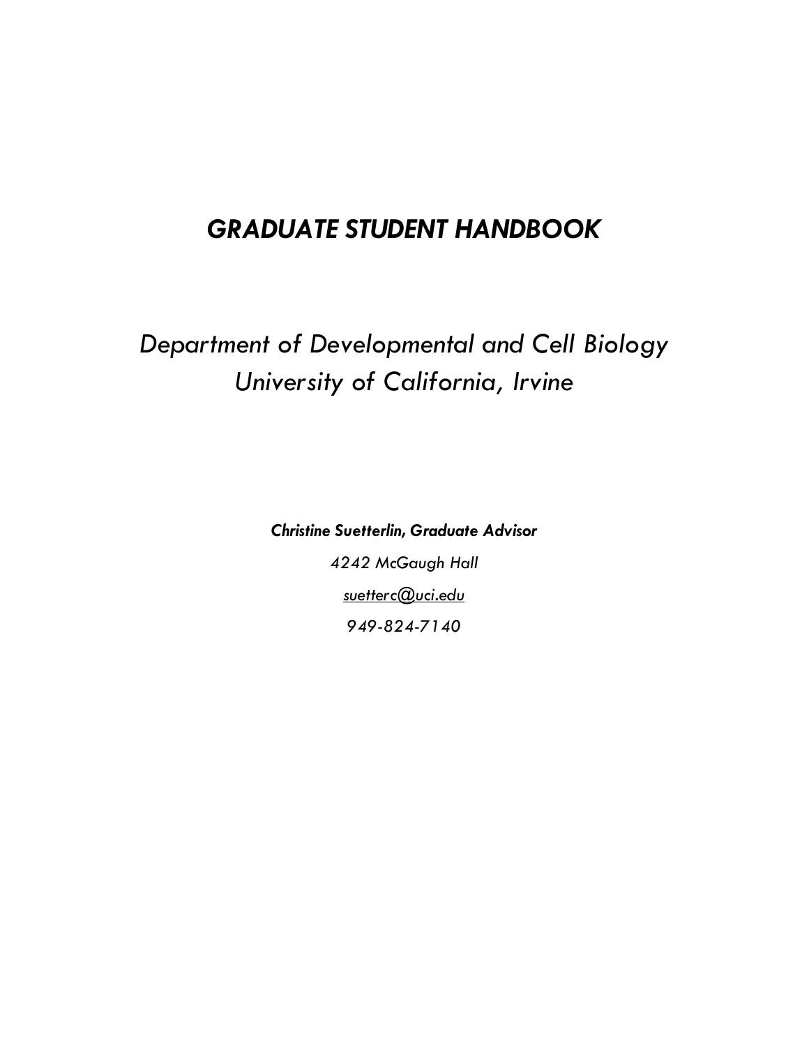# *GRADUATE STUDENT HANDBOOK*

## *Department of Developmental and Cell Biology*
## *University of California, Irvine*

***Christine Suetterlin, Graduate Advisor***

*4242 McGaugh Hall*

*suetterc@uci.edu*

*949-824-7140*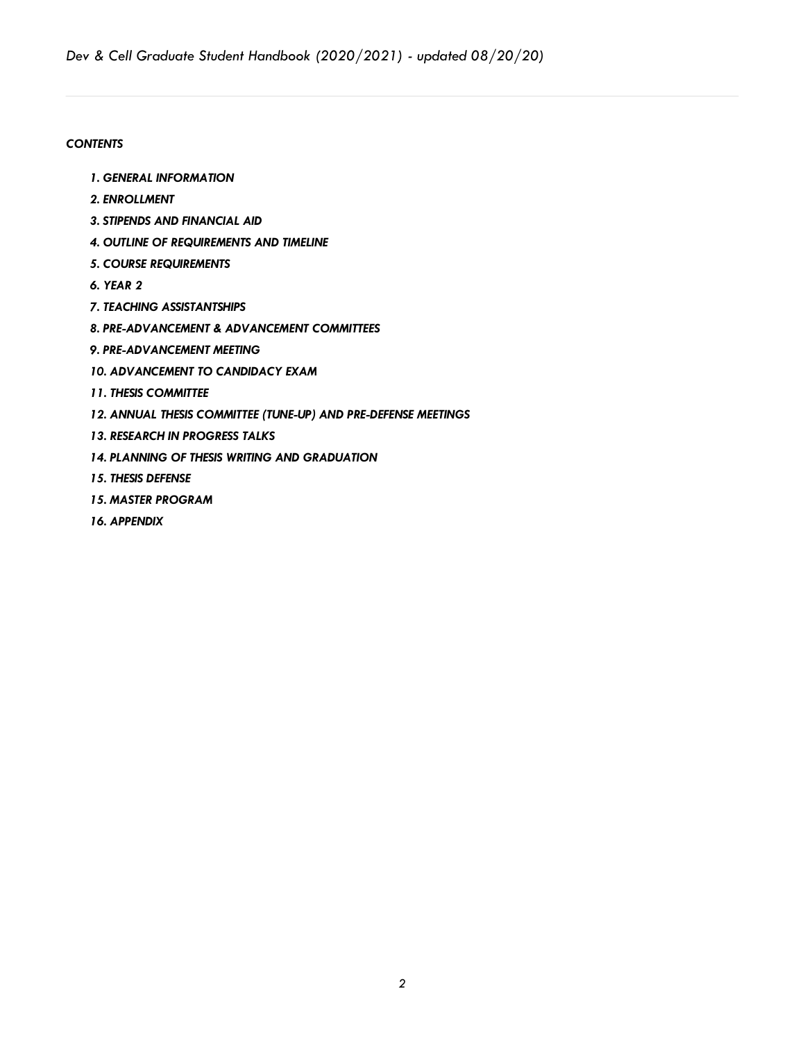*CONTENTS*

1. *GENERAL INFORMATION*
2. *ENROLLMENT*
3. *STIPENDS AND FINANCIAL AID*
4. *OUTLINE OF REQUIREMENTS AND TIMELINE*
5. *COURSE REQUIREMENTS*
6. *YEAR 2*
7. *TEACHING ASSISTANTSHIPS*
8. *PRE-ADVANCEMENT & ADVANCEMENT COMMITTEES*
9. *PRE-ADVANCEMENT MEETING*
10. *ADVANCEMENT TO CANDIDACY EXAM*
11. *THESIS COMMITTEE*
12. *ANNUAL THESIS COMMITTEE (TUNE-UP) AND PRE-DEFENSE MEETINGS*
13. *RESEARCH IN PROGRESS TALKS*
14. *PLANNING OF THESIS WRITING AND GRADUATION*
15. *THESIS DEFENSE*

*15. MASTER PROGRAM*

*16. APPENDIX*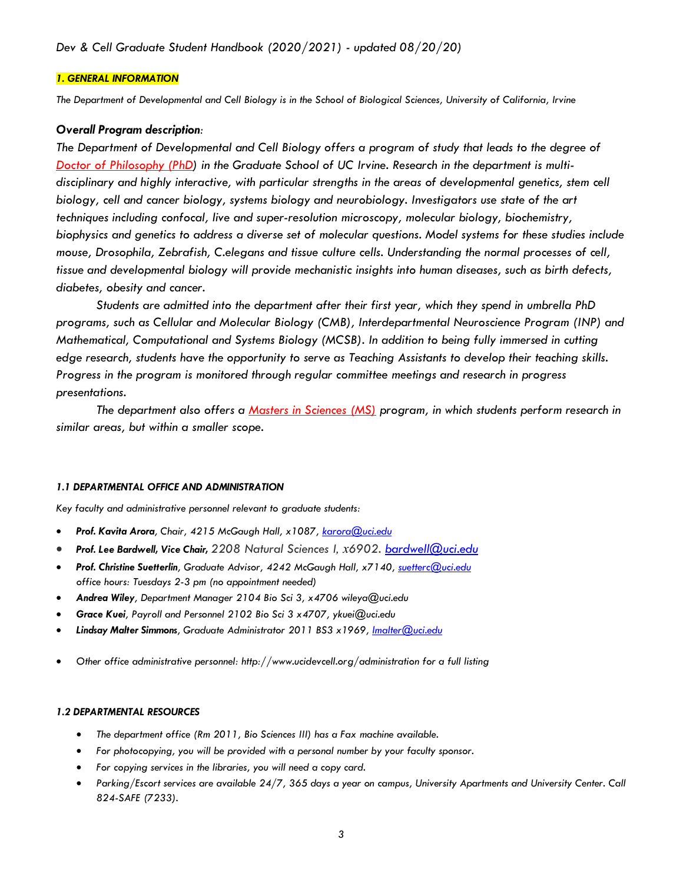*Dev & Cell Graduate Student Handbook (2020/2021) - updated 08/20/20)*

## *1. GENERAL INFORMATION*

*The Department of Developmental and Cell Biology is in the School of Biological Sciences, University of California, Irvine*

### *Overall Program description:*

*The Department of Developmental and Cell Biology offers a program of study that leads to the degree of Doctor of Philosophy (PhD) in the Graduate School of UC Irvine. Research in the department is multi-disciplinary and highly interactive, with particular strengths in the areas of developmental genetics, stem cell biology, cell and cancer biology, systems biology and neurobiology. Investigators use state of the art techniques including confocal, live and super-resolution microscopy, molecular biology, biochemistry, biophysics and genetics to address a diverse set of molecular questions. Model systems for these studies include mouse, Drosophila, Zebrafish, C.elegans and tissue culture cells. Understanding the normal processes of cell, tissue and developmental biology will provide mechanistic insights into human diseases, such as birth defects, diabetes, obesity and cancer.*

*Students are admitted into the department after their first year, which they spend in umbrella PhD programs, such as Cellular and Molecular Biology (CMB), Interdepartmental Neuroscience Program (INP) and Mathematical, Computational and Systems Biology (MCSB). In addition to being fully immersed in cutting edge research, students have the opportunity to serve as Teaching Assistants to develop their teaching skills. Progress in the program is monitored through regular committee meetings and research in progress presentations.*

*The department also offers a Masters in Sciences (MS) program, in which students perform research in similar areas, but within a smaller scope.*

### *1.1 DEPARTMENTAL OFFICE AND ADMINISTRATION*

*Key faculty and administrative personnel relevant to graduate students:*

- ***Prof. Kavita Arora**, Chair, 4215 McGaugh Hall, x1087, karora@uci.edu*
- ***Prof. Lee Bardwell, Vice Chair,** 2208 Natural Sciences I, x6902. bardwell@uci.edu*
- ***Prof. Christine Suetterlin**, Graduate Advisor, 4242 McGaugh Hall, x7140, suetterc@uci.edu*
  *office hours: Tuesdays 2-3 pm (no appointment needed)*
- ***Andrea Wiley**, Department Manager 2104 Bio Sci 3, x4706 wileya@uci.edu*
- ***Grace Kuei**, Payroll and Personnel 2102 Bio Sci 3 x4707, ykuei@uci.edu*
- ***Lindsay Malter Simmons**, Graduate Administrator 2011 BS3 x1969, lmalter@uci.edu*

- *Other office administrative personnel: http://www.ucidevcell.org/administration for a full listing*

### *1.2 DEPARTMENTAL RESOURCES*

- *The department office (Rm 2011, Bio Sciences III) has a Fax machine available.*
- *For photocopying, you will be provided with a personal number by your faculty sponsor.*
- *For copying services in the libraries, you will need a copy card.*
- *Parking/Escort services are available 24/7, 365 days a year on campus, University Apartments and University Center. Call 824-SAFE (7233).*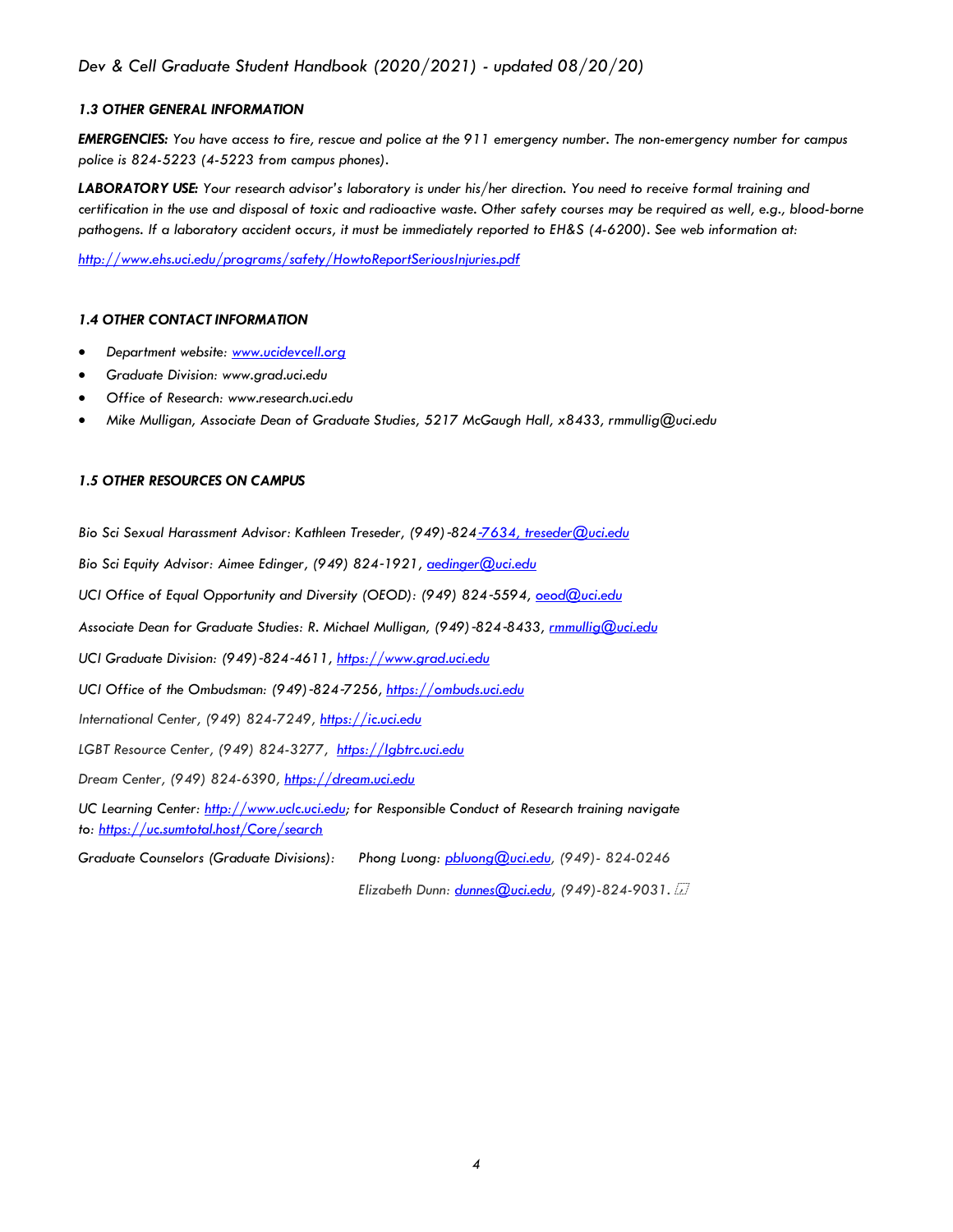### *1.3 OTHER GENERAL INFORMATION*

***EMERGENCIES:*** *You have access to fire, rescue and police at the 911 emergency number. The non-emergency number for campus police is 824-5223 (4-5223 from campus phones).*

***LABORATORY USE:*** *Your research advisor's laboratory is under his/her direction. You need to receive formal training and certification in the use and disposal of toxic and radioactive waste. Other safety courses may be required as well, e.g., blood-borne pathogens. If a laboratory accident occurs, it must be immediately reported to EH&S (4-6200). See web information at:*

*http://www.ehs.uci.edu/programs/safety/HowtoReportSeriousInjuries.pdf*

### *1.4 OTHER CONTACT INFORMATION*

- *Department website: www.ucidevcell.org*
- *Graduate Division: www.grad.uci.edu*
- *Office of Research: www.research.uci.edu*
- *Mike Mulligan, Associate Dean of Graduate Studies, 5217 McGaugh Hall, x8433, rmmullig@uci.edu*

### *1.5 OTHER RESOURCES ON CAMPUS*

*Bio Sci Sexual Harassment Advisor: Kathleen Treseder, (949)-824-7634, treseder@uci.edu*

*Bio Sci Equity Advisor: Aimee Edinger, (949) 824-1921, aedinger@uci.edu*

*UCI Office of Equal Opportunity and Diversity (OEOD): (949) 824-5594, oeod@uci.edu*

*Associate Dean for Graduate Studies: R. Michael Mulligan, (949)-824-8433, rmmullig@uci.edu*

*UCI Graduate Division: (949)-824-4611, https://www.grad.uci.edu*

*UCI Office of the Ombudsman: (949)-824-7256, https://ombuds.uci.edu*

*International Center, (949) 824-7249, https://ic.uci.edu*

*LGBT Resource Center, (949) 824-3277, https://lgbtrc.uci.edu*

*Dream Center, (949) 824-6390, https://dream.uci.edu*

*UC Learning Center: http://www.uclc.uci.edu; for Responsible Conduct of Research training navigate to: https://uc.sumtotal.host/Core/search*

*Graduate Counselors (Graduate Divisions): Phong Luong: pbluong@uci.edu, (949)- 824-0246*

*Elizabeth Dunn: dunnes@uci.edu, (949)-824-9031.*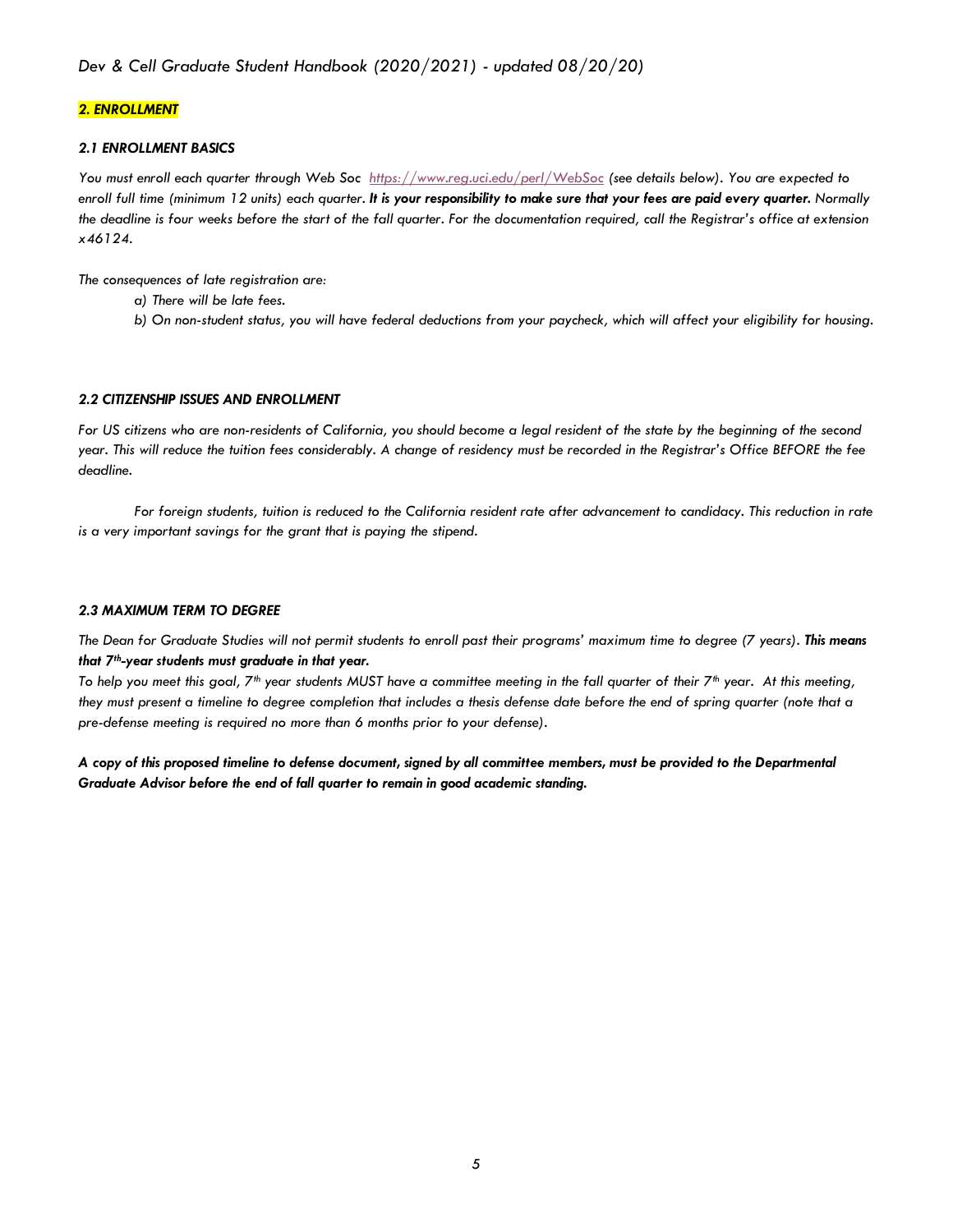## *2. ENROLLMENT*

### *2.1 ENROLLMENT BASICS*

*You must enroll each quarter through Web Soc [https://www.reg.uci.edu/perl/WebSoc](https://www.reg.uci.edu/perl/WebSoc) (see details below). You are expected to enroll full time (minimum 12 units) each quarter.* ***It is your responsibility to make sure that your fees are paid every quarter.*** *Normally the deadline is four weeks before the start of the fall quarter. For the documentation required, call the Registrar's office at extension x46124.*

*The consequences of late registration are:*

- *a) There will be late fees.*
- *b) On non-student status, you will have federal deductions from your paycheck, which will affect your eligibility for housing.*

### *2.2 CITIZENSHIP ISSUES AND ENROLLMENT*

*For US citizens who are non-residents of California, you should become a legal resident of the state by the beginning of the second year. This will reduce the tuition fees considerably. A change of residency must be recorded in the Registrar's Office BEFORE the fee deadline.*

*For foreign students, tuition is reduced to the California resident rate after advancement to candidacy. This reduction in rate is a very important savings for the grant that is paying the stipend.*

### *2.3 MAXIMUM TERM TO DEGREE*

*The Dean for Graduate Studies will not permit students to enroll past their programs' maximum time to degree (7 years).* ***This means that 7th-year students must graduate in that year.***

*To help you meet this goal, 7th year students MUST have a committee meeting in the fall quarter of their 7th year. At this meeting, they must present a timeline to degree completion that includes a thesis defense date before the end of spring quarter (note that a pre-defense meeting is required no more than 6 months prior to your defense).*

***A copy of this proposed timeline to defense document, signed by all committee members, must be provided to the Departmental Graduate Advisor before the end of fall quarter to remain in good academic standing.***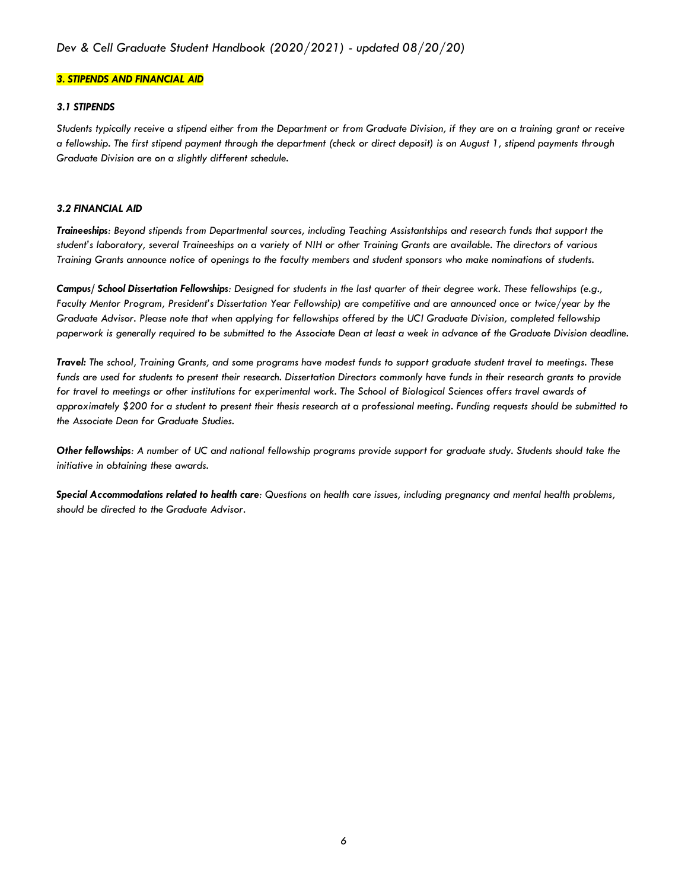## *3. STIPENDS AND FINANCIAL AID*

### *3.1 STIPENDS*

*Students typically receive a stipend either from the Department or from Graduate Division, if they are on a training grant or receive a fellowship. The first stipend payment through the department (check or direct deposit) is on August 1, stipend payments through Graduate Division are on a slightly different schedule.*

### *3.2 FINANCIAL AID*

***Traineeships**: Beyond stipends from Departmental sources, including Teaching Assistantships and research funds that support the student's laboratory, several Traineeships on a variety of NIH or other Training Grants are available. The directors of various Training Grants announce notice of openings to the faculty members and student sponsors who make nominations of students.*

***Campus/ School Dissertation Fellowships**: Designed for students in the last quarter of their degree work. These fellowships (e.g., Faculty Mentor Program, President's Dissertation Year Fellowship) are competitive and are announced once or twice/year by the Graduate Advisor. Please note that when applying for fellowships offered by the UCI Graduate Division, completed fellowship paperwork is generally required to be submitted to the Associate Dean at least a week in advance of the Graduate Division deadline.*

***Travel:** The school, Training Grants, and some programs have modest funds to support graduate student travel to meetings. These funds are used for students to present their research. Dissertation Directors commonly have funds in their research grants to provide for travel to meetings or other institutions for experimental work. The School of Biological Sciences offers travel awards of approximately $200 for a student to present their thesis research at a professional meeting. Funding requests should be submitted to the Associate Dean for Graduate Studies.*

***Other fellowships**: A number of UC and national fellowship programs provide support for graduate study. Students should take the initiative in obtaining these awards.*

***Special Accommodations related to health care**: Questions on health care issues, including pregnancy and mental health problems, should be directed to the Graduate Advisor.*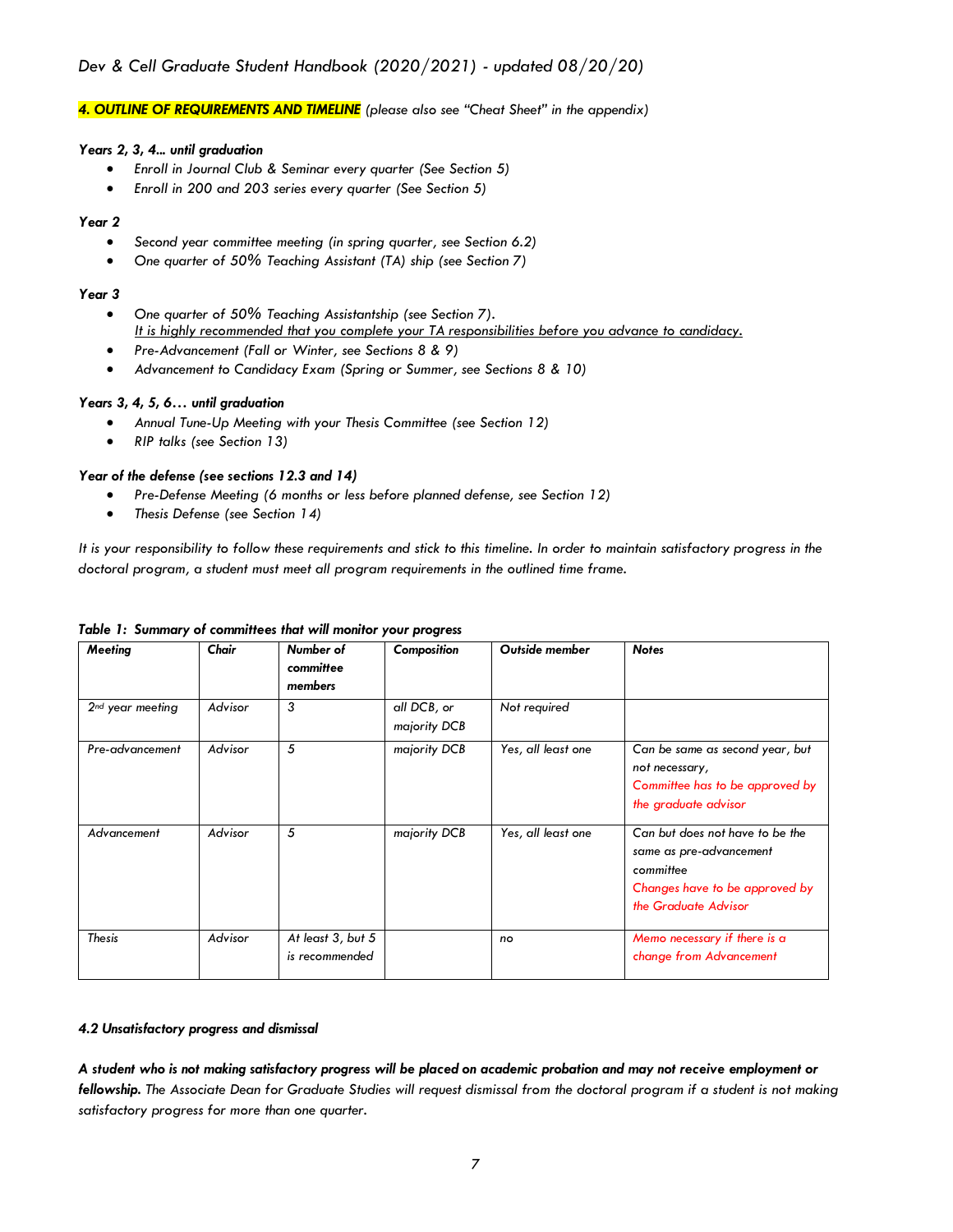## *4. OUTLINE OF REQUIREMENTS AND TIMELINE* *(please also see "Cheat Sheet" in the appendix)*

***Years 2, 3, 4… until graduation***

- *Enroll in Journal Club & Seminar every quarter (See Section 5)*
- *Enroll in 200 and 203 series every quarter (See Section 5)*

***Year 2***

- *Second year committee meeting (in spring quarter, see Section 6.2)*
- *One quarter of 50% Teaching Assistant (TA) ship (see Section 7)*

***Year 3***

- *One quarter of 50% Teaching Assistantship (see Section 7).*
  *It is highly recommended that you complete your TA responsibilities before you advance to candidacy.*
- *Pre-Advancement (Fall or Winter, see Sections 8 & 9)*
- *Advancement to Candidacy Exam (Spring or Summer, see Sections 8 & 10)*

***Years 3, 4, 5, 6… until graduation***

- *Annual Tune-Up Meeting with your Thesis Committee (see Section 12)*
- *RIP talks (see Section 13)*

***Year of the defense (see sections 12.3 and 14)***

- *Pre-Defense Meeting (6 months or less before planned defense, see Section 12)*
- *Thesis Defense (see Section 14)*

*It is your responsibility to follow these requirements and stick to this timeline. In order to maintain satisfactory progress in the doctoral program, a student must meet all program requirements in the outlined time frame.*

***Table 1: Summary of committees that will monitor your progress***

| Meeting | Chair | Number of committee members | Composition | Outside member | Notes |
|---|---|---|---|---|---|
| 2nd year meeting | Advisor | 3 | all DCB, or majority DCB | Not required | |
| Pre-advancement | Advisor | 5 | majority DCB | Yes, all least one | Can be same as second year, but not necessary, Committee has to be approved by the graduate advisor |
| Advancement | Advisor | 5 | majority DCB | Yes, all least one | Can but does not have to be the same as pre-advancement committee Changes have to be approved by the Graduate Advisor |
| Thesis | Advisor | At least 3, but 5 is recommended | | no | Memo necessary if there is a change from Advancement |

### *4.2 Unsatisfactory progress and dismissal*

***A student who is not making satisfactory progress will be placed on academic probation and may not receive employment or fellowship.*** *The Associate Dean for Graduate Studies will request dismissal from the doctoral program if a student is not making satisfactory progress for more than one quarter.*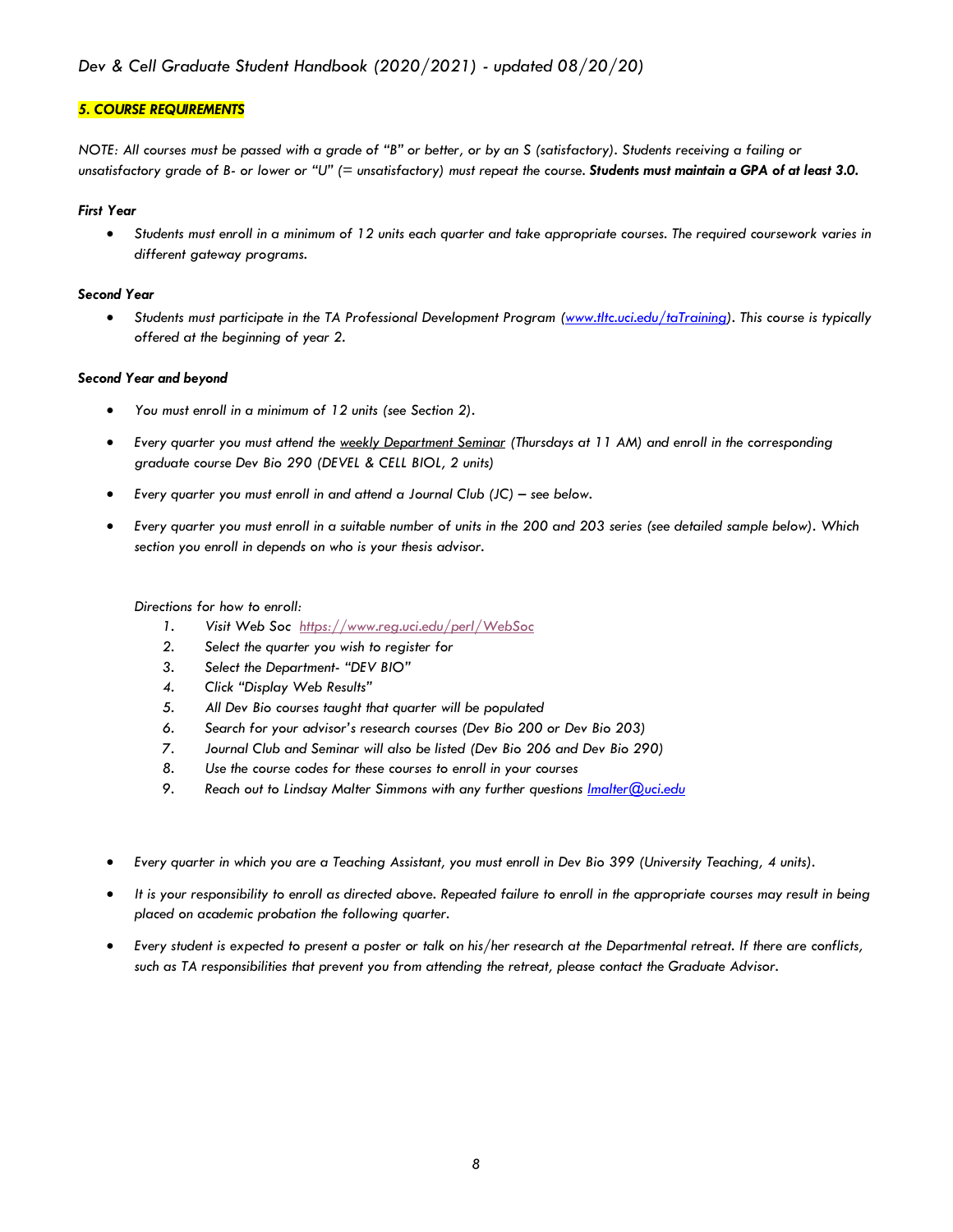## *5. COURSE REQUIREMENTS*

*NOTE: All courses must be passed with a grade of "B" or better, or by an S (satisfactory). Students receiving a failing or unsatisfactory grade of B- or lower or "U" (= unsatisfactory) must repeat the course.* ***Students must maintain a GPA of at least 3.0.***

### *First Year*

- *Students must enroll in a minimum of 12 units each quarter and take appropriate courses. The required coursework varies in different gateway programs.*

### *Second Year*

- *Students must participate in the TA Professional Development Program ([www.tltc.uci.edu/taTraining](www.tltc.uci.edu/taTraining)). This course is typically offered at the beginning of year 2.*

### *Second Year and beyond*

- *You must enroll in a minimum of 12 units (see Section 2).*
- *Every quarter you must attend the weekly Department Seminar (Thursdays at 11 AM) and enroll in the corresponding graduate course Dev Bio 290 (DEVEL & CELL BIOL, 2 units)*
- *Every quarter you must enroll in and attend a Journal Club (JC) – see below.*
- *Every quarter you must enroll in a suitable number of units in the 200 and 203 series (see detailed sample below). Which section you enroll in depends on who is your thesis advisor.*

  *Directions for how to enroll:*
  1. *Visit Web Soc [https://www.reg.uci.edu/perl/WebSoc](https://www.reg.uci.edu/perl/WebSoc)*
  2. *Select the quarter you wish to register for*
  3. *Select the Department- "DEV BIO"*
  4. *Click "Display Web Results"*
  5. *All Dev Bio courses taught that quarter will be populated*
  6. *Search for your advisor's research courses (Dev Bio 200 or Dev Bio 203)*
  7. *Journal Club and Seminar will also be listed (Dev Bio 206 and Dev Bio 290)*
  8. *Use the course codes for these courses to enroll in your courses*
  9. *Reach out to Lindsay Malter Simmons with any further questions [lmalter@uci.edu](mailto:lmalter@uci.edu)*

- *Every quarter in which you are a Teaching Assistant, you must enroll in Dev Bio 399 (University Teaching, 4 units).*
- *It is your responsibility to enroll as directed above. Repeated failure to enroll in the appropriate courses may result in being placed on academic probation the following quarter.*
- *Every student is expected to present a poster or talk on his/her research at the Departmental retreat. If there are conflicts, such as TA responsibilities that prevent you from attending the retreat, please contact the Graduate Advisor.*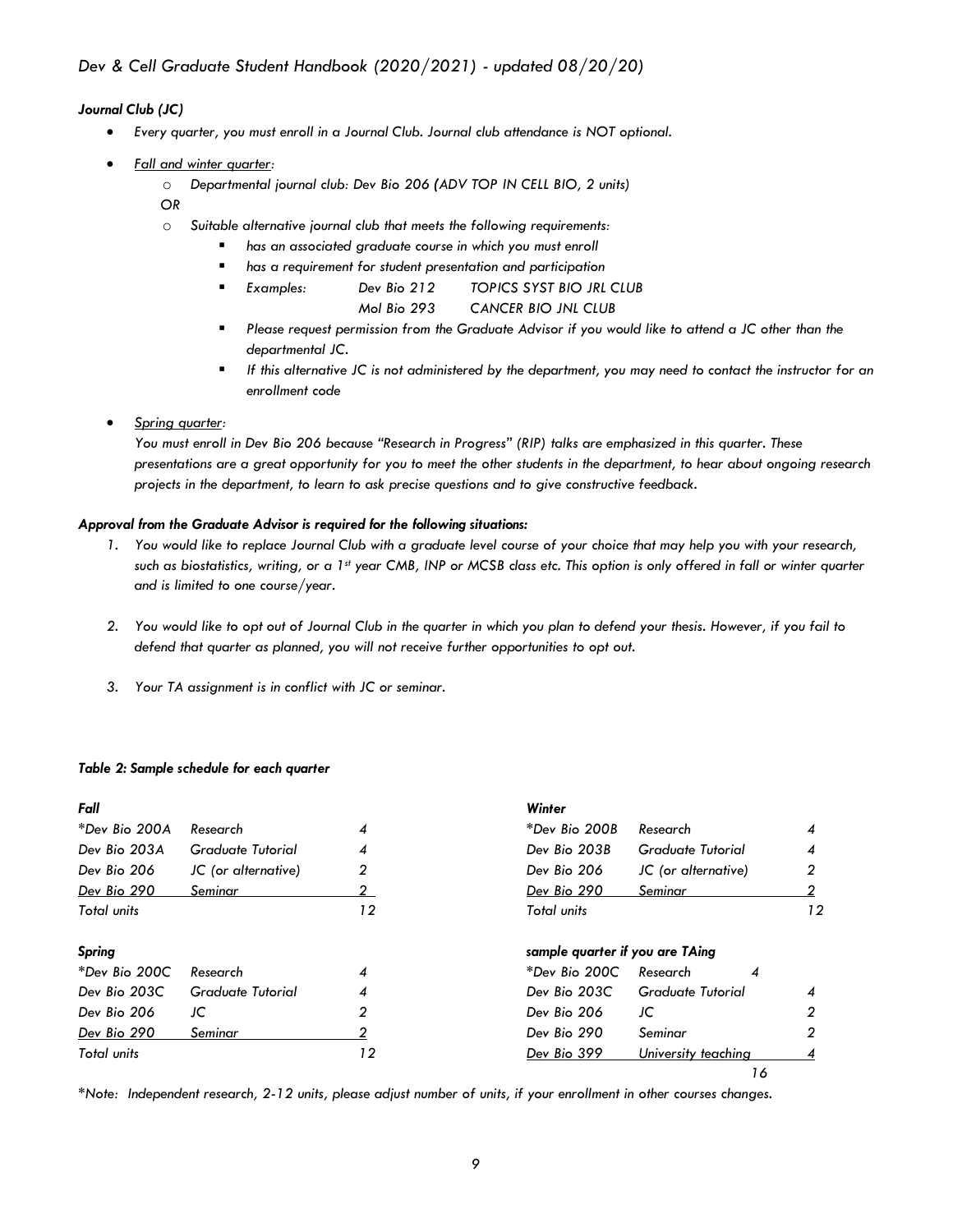### *Journal Club (JC)*

- *Every quarter, you must enroll in a Journal Club. Journal club attendance is NOT optional.*
- *Fall and winter quarter:*
  - *Departmental journal club: Dev Bio 206 (ADV TOP IN CELL BIO, 2 units)*

  *OR*
  - *Suitable alternative journal club that meets the following requirements:*
    - *has an associated graduate course in which you must enroll*
    - *has a requirement for student presentation and participation*
    - *Examples: Dev Bio 212 TOPICS SYST BIO JRL CLUB*
      *Mol Bio 293 CANCER BIO JNL CLUB*
    - *Please request permission from the Graduate Advisor if you would like to attend a JC other than the departmental JC.*
    - *If this alternative JC is not administered by the department, you may need to contact the instructor for an enrollment code*
- *Spring quarter:*

  *You must enroll in Dev Bio 206 because "Research in Progress" (RIP) talks are emphasized in this quarter. These presentations are a great opportunity for you to meet the other students in the department, to hear about ongoing research projects in the department, to learn to ask precise questions and to give constructive feedback.*

***Approval from the Graduate Advisor is required for the following situations:***

1. *You would like to replace Journal Club with a graduate level course of your choice that may help you with your research, such as biostatistics, writing, or a 1st year CMB, INP or MCSB class etc. This option is only offered in fall or winter quarter and is limited to one course/year.*
2. *You would like to opt out of Journal Club in the quarter in which you plan to defend your thesis. However, if you fail to defend that quarter as planned, you will not receive further opportunities to opt out.*
3. *Your TA assignment is in conflict with JC or seminar.*

***Table 2: Sample schedule for each quarter***

| ***Fall*** | | |
|---|---|---|
| *\*Dev Bio 200A* | *Research* | *4* |
| *Dev Bio 203A* | *Graduate Tutorial* | *4* |
| *Dev Bio 206* | *JC (or alternative)* | *2* |
| *Dev Bio 290* | *Seminar* | *2* |
| *Total units* | | *12* |

| ***Winter*** | | |
|---|---|---|
| *\*Dev Bio 200B* | *Research* | *4* |
| *Dev Bio 203B* | *Graduate Tutorial* | *4* |
| *Dev Bio 206* | *JC (or alternative)* | *2* |
| *Dev Bio 290* | *Seminar* | *2* |
| *Total units* | | *12* |

| ***Spring*** | | |
|---|---|---|
| *\*Dev Bio 200C* | *Research* | *4* |
| *Dev Bio 203C* | *Graduate Tutorial* | *4* |
| *Dev Bio 206* | *JC* | *2* |
| *Dev Bio 290* | *Seminar* | *2* |
| *Total units* | | *12* |

| ***sample quarter if you are TAing*** | | |
|---|---|---|
| *\*Dev Bio 200C* | *Research* | *4* |
| *Dev Bio 203C* | *Graduate Tutorial* | *4* |
| *Dev Bio 206* | *JC* | *2* |
| *Dev Bio 290* | *Seminar* | *2* |
| *Dev Bio 399* | *University teaching* | *4* |
| | | *16* |

*\*Note: Independent research, 2-12 units, please adjust number of units, if your enrollment in other courses changes.*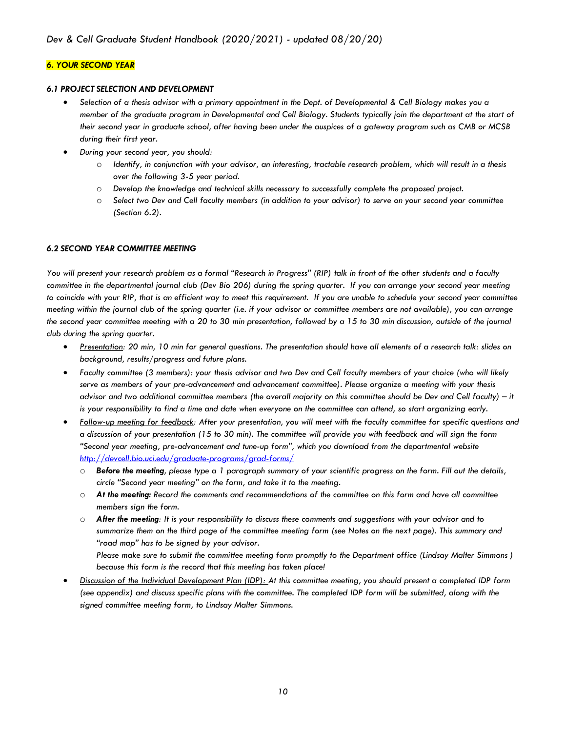## *6. YOUR SECOND YEAR*

### *6.1 PROJECT SELECTION AND DEVELOPMENT*

- *Selection of a thesis advisor with a primary appointment in the Dept. of Developmental & Cell Biology makes you a member of the graduate program in Developmental and Cell Biology. Students typically join the department at the start of their second year in graduate school, after having been under the auspices of a gateway program such as CMB or MCSB during their first year.*
- *During your second year, you should:*
  - *Identify, in conjunction with your advisor, an interesting, tractable research problem, which will result in a thesis over the following 3-5 year period.*
  - *Develop the knowledge and technical skills necessary to successfully complete the proposed project.*
  - *Select two Dev and Cell faculty members (in addition to your advisor) to serve on your second year committee (Section 6.2).*

### *6.2 SECOND YEAR COMMITTEE MEETING*

*You will present your research problem as a formal "Research in Progress" (RIP) talk in front of the other students and a faculty committee in the departmental journal club (Dev Bio 206) during the spring quarter. If you can arrange your second year meeting to coincide with your RIP, that is an efficient way to meet this requirement. If you are unable to schedule your second year committee meeting within the journal club of the spring quarter (i.e. if your advisor or committee members are not available), you can arrange the second year committee meeting with a 20 to 30 min presentation, followed by a 15 to 30 min discussion, outside of the journal club during the spring quarter.*

- *Presentation: 20 min, 10 min for general questions. The presentation should have all elements of a research talk: slides on background, results/progress and future plans.*
- *Faculty committee (3 members): your thesis advisor and two Dev and Cell faculty members of your choice (who will likely serve as members of your pre-advancement and advancement committee). Please organize a meeting with your thesis advisor and two additional committee members (the overall majority on this committee should be Dev and Cell faculty) – it is your responsibility to find a time and date when everyone on the committee can attend, so start organizing early.*
- *Follow-up meeting for feedback: After your presentation, you will meet with the faculty committee for specific questions and a discussion of your presentation (15 to 30 min). The committee will provide you with feedback and will sign the form "Second year meeting, pre-advancement and tune-up form", which you download from the departmental website http://devcell.bio.uci.edu/graduate-programs/grad-forms/*
  - ***Before the meeting**, please type a 1 paragraph summary of your scientific progress on the form. Fill out the details, circle "Second year meeting" on the form, and take it to the meeting.*
  - ***At the meeting:** Record the comments and recommendations of the committee on this form and have all committee members sign the form.*
  - ***After the meeting**: It is your responsibility to discuss these comments and suggestions with your advisor and to summarize them on the third page of the committee meeting form (see Notes on the next page). This summary and "road map" has to be signed by your advisor.*
    *Please make sure to submit the committee meeting form promptly to the Department office (Lindsay Malter Simmons ) because this form is the record that this meeting has taken place!*
- *Discussion of the Individual Development Plan (IDP): At this committee meeting, you should present a completed IDP form (see appendix) and discuss specific plans with the committee. The completed IDP form will be submitted, along with the signed committee meeting form, to Lindsay Malter Simmons.*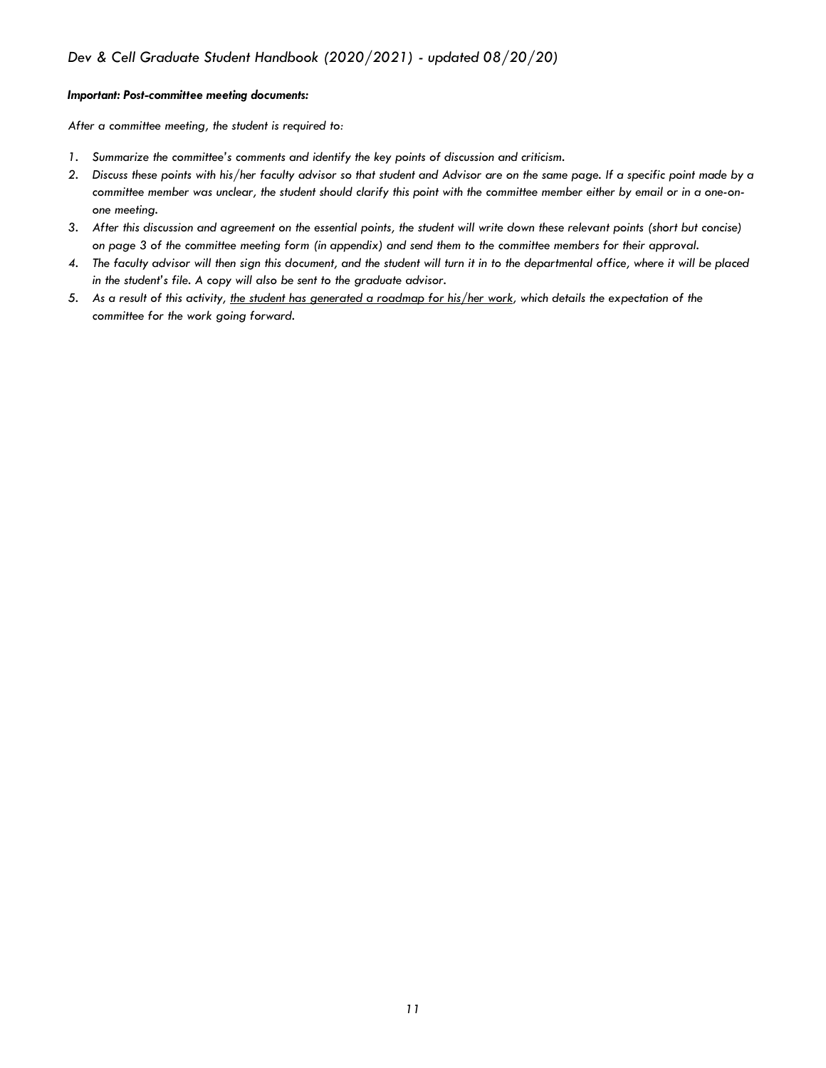***Important: Post-committee meeting documents:***

*After a committee meeting, the student is required to:*

1. *Summarize the committee's comments and identify the key points of discussion and criticism.*
2. *Discuss these points with his/her faculty advisor so that student and Advisor are on the same page. If a specific point made by a committee member was unclear, the student should clarify this point with the committee member either by email or in a one-on-one meeting.*
3. *After this discussion and agreement on the essential points, the student will write down these relevant points (short but concise) on page 3 of the committee meeting form (in appendix) and send them to the committee members for their approval.*
4. *The faculty advisor will then sign this document, and the student will turn it in to the departmental office, where it will be placed in the student's file. A copy will also be sent to the graduate advisor.*
5. *As a result of this activity, <u>the student has generated a roadmap for his/her work</u>, which details the expectation of the committee for the work going forward.*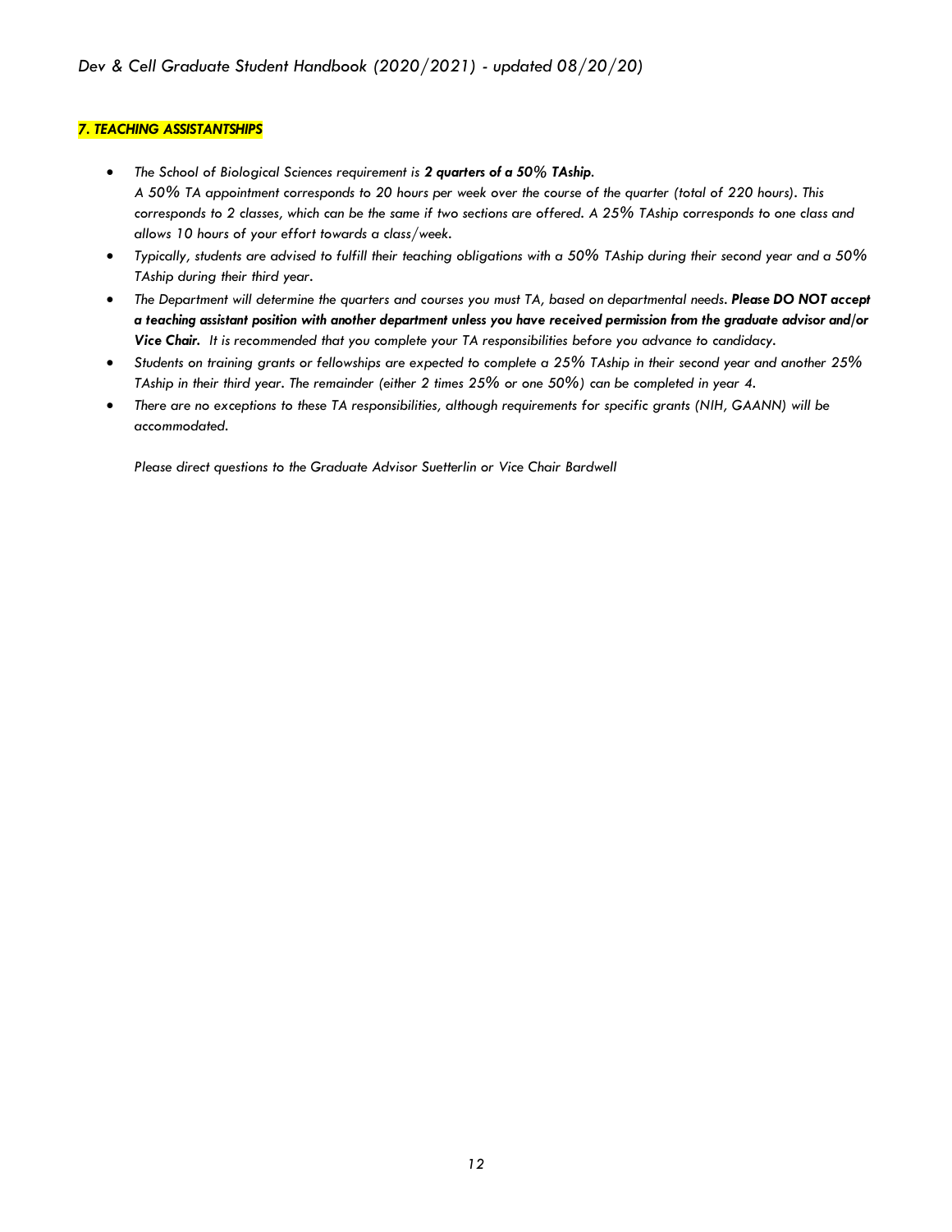## *7. TEACHING ASSISTANTSHIPS*

- *The School of Biological Sciences requirement is **2 quarters of a 50% TAship**.*
  *A 50% TA appointment corresponds to 20 hours per week over the course of the quarter (total of 220 hours). This corresponds to 2 classes, which can be the same if two sections are offered. A 25% TAship corresponds to one class and allows 10 hours of your effort towards a class/week.*
- *Typically, students are advised to fulfill their teaching obligations with a 50% TAship during their second year and a 50% TAship during their third year.*
- *The Department will determine the quarters and courses you must TA, based on departmental needs. **Please DO NOT accept a teaching assistant position with another department unless you have received permission from the graduate advisor and/or Vice Chair.** It is recommended that you complete your TA responsibilities before you advance to candidacy.*
- *Students on training grants or fellowships are expected to complete a 25% TAship in their second year and another 25% TAship in their third year. The remainder (either 2 times 25% or one 50%) can be completed in year 4.*
- *There are no exceptions to these TA responsibilities, although requirements for specific grants (NIH, GAANN) will be accommodated.*

*Please direct questions to the Graduate Advisor Suetterlin or Vice Chair Bardwell*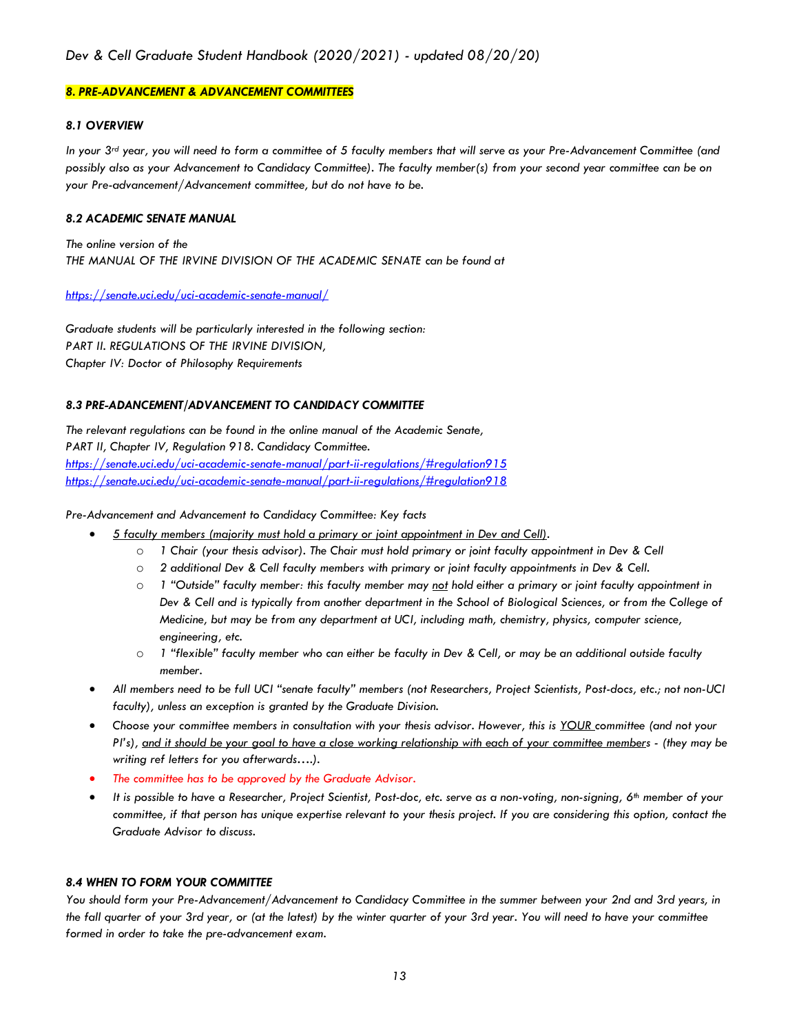## *8. PRE-ADVANCEMENT & ADVANCEMENT COMMITTEES*

### *8.1 OVERVIEW*

*In your 3rd year, you will need to form a committee of 5 faculty members that will serve as your Pre-Advancement Committee (and possibly also as your Advancement to Candidacy Committee). The faculty member(s) from your second year committee can be on your Pre-advancement/Advancement committee, but do not have to be.*

### *8.2 ACADEMIC SENATE MANUAL*

*The online version of the*
*THE MANUAL OF THE IRVINE DIVISION OF THE ACADEMIC SENATE can be found at*

*https://senate.uci.edu/uci-academic-senate-manual/*

*Graduate students will be particularly interested in the following section:*
*PART II. REGULATIONS OF THE IRVINE DIVISION,*
*Chapter IV: Doctor of Philosophy Requirements*

### *8.3 PRE-ADANCEMENT/ADVANCEMENT TO CANDIDACY COMMITTEE*

*The relevant regulations can be found in the online manual of the Academic Senate,*
*PART II, Chapter IV, Regulation 918. Candidacy Committee.*
*https://senate.uci.edu/uci-academic-senate-manual/part-ii-regulations/#regulation915*
*https://senate.uci.edu/uci-academic-senate-manual/part-ii-regulations/#regulation918*

*Pre-Advancement and Advancement to Candidacy Committee: Key facts*

- *5 faculty members (majority must hold a primary or joint appointment in Dev and Cell).*
    - *1 Chair (your thesis advisor). The Chair must hold primary or joint faculty appointment in Dev & Cell*
    - *2 additional Dev & Cell faculty members with primary or joint faculty appointments in Dev & Cell.*
    - *1 "Outside" faculty member: this faculty member may not hold either a primary or joint faculty appointment in Dev & Cell and is typically from another department in the School of Biological Sciences, or from the College of Medicine, but may be from any department at UCI, including math, chemistry, physics, computer science, engineering, etc.*
    - *1 "flexible" faculty member who can either be faculty in Dev & Cell, or may be an additional outside faculty member.*
- *All members need to be full UCI "senate faculty" members (not Researchers, Project Scientists, Post-docs, etc.; not non-UCI faculty), unless an exception is granted by the Graduate Division.*
- *Choose your committee members in consultation with your thesis advisor. However, this is YOUR committee (and not your PI's), and it should be your goal to have a close working relationship with each of your committee members - (they may be writing ref letters for you afterwards….).*
- *The committee has to be approved by the Graduate Advisor.*
- *It is possible to have a Researcher, Project Scientist, Post-doc, etc. serve as a non-voting, non-signing, 6th member of your committee, if that person has unique expertise relevant to your thesis project. If you are considering this option, contact the Graduate Advisor to discuss.*

### *8.4 WHEN TO FORM YOUR COMMITTEE*

*You should form your Pre-Advancement/Advancement to Candidacy Committee in the summer between your 2nd and 3rd years, in the fall quarter of your 3rd year, or (at the latest) by the winter quarter of your 3rd year. You will need to have your committee formed in order to take the pre-advancement exam.*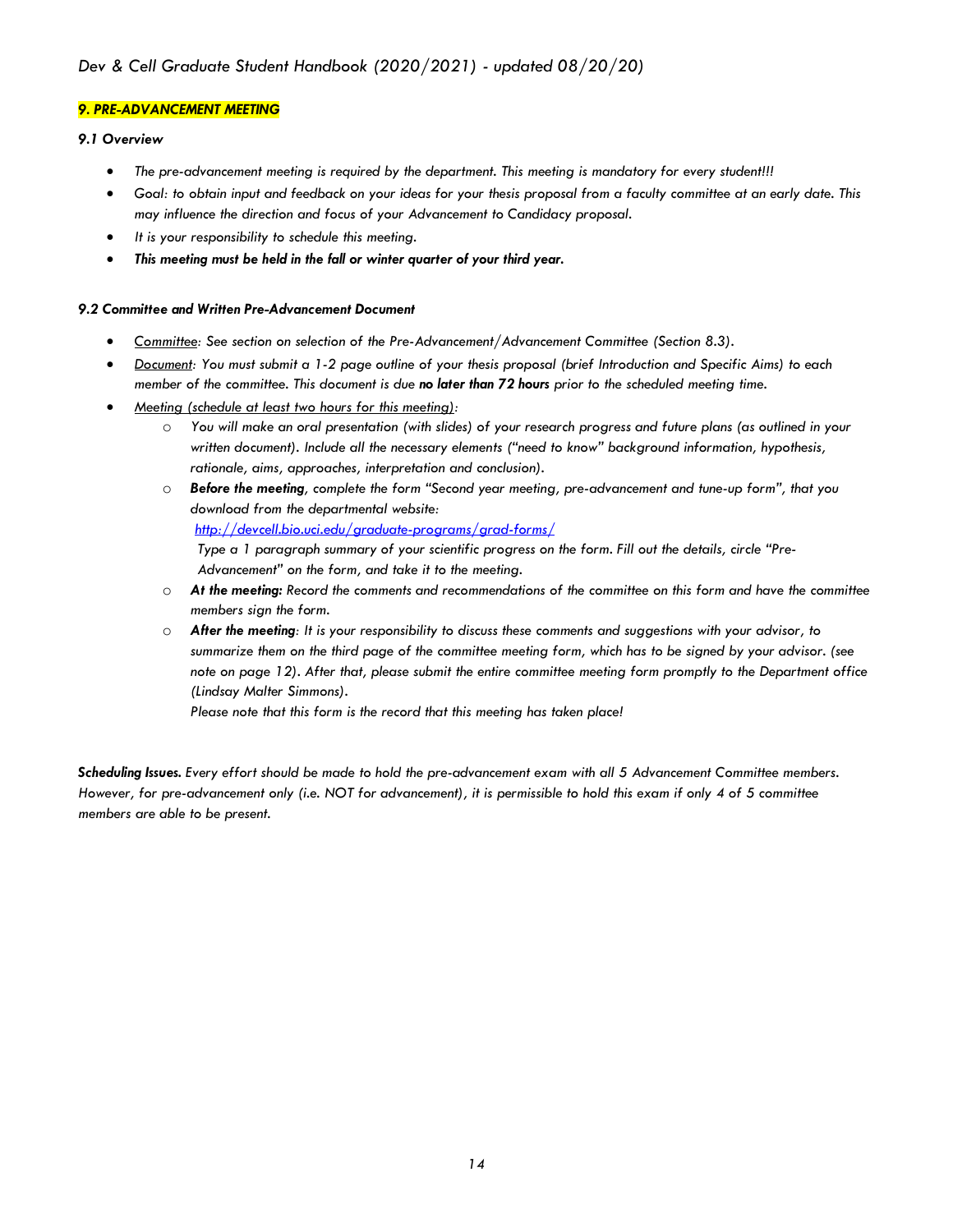## *9. PRE-ADVANCEMENT MEETING*

### *9.1 Overview*

- *The pre-advancement meeting is required by the department. This meeting is mandatory for every student!!!*
- *Goal: to obtain input and feedback on your ideas for your thesis proposal from a faculty committee at an early date. This may influence the direction and focus of your Advancement to Candidacy proposal.*
- *It is your responsibility to schedule this meeting.*
- ***This meeting must be held in the fall or winter quarter of your third year.***

### *9.2 Committee and Written Pre-Advancement Document*

- *Committee: See section on selection of the Pre-Advancement/Advancement Committee (Section 8.3).*
- *Document: You must submit a 1-2 page outline of your thesis proposal (brief Introduction and Specific Aims) to each member of the committee. This document is due **no later than 72 hours** prior to the scheduled meeting time.*
- *Meeting (schedule at least two hours for this meeting):*
  - *You will make an oral presentation (with slides) of your research progress and future plans (as outlined in your written document). Include all the necessary elements ("need to know" background information, hypothesis, rationale, aims, approaches, interpretation and conclusion).*
  - ***Before the meeting**, complete the form "Second year meeting, pre-advancement and tune-up form", that you download from the departmental website:*
    *http://devcell.bio.uci.edu/graduate-programs/grad-forms/*
    *Type a 1 paragraph summary of your scientific progress on the form. Fill out the details, circle "Pre-Advancement" on the form, and take it to the meeting.*
  - ***At the meeting:** Record the comments and recommendations of the committee on this form and have the committee members sign the form.*
  - ***After the meeting**: It is your responsibility to discuss these comments and suggestions with your advisor, to summarize them on the third page of the committee meeting form, which has to be signed by your advisor. (see note on page 12). After that, please submit the entire committee meeting form promptly to the Department office (Lindsay Malter Simmons).*
    *Please note that this form is the record that this meeting has taken place!*

***Scheduling Issues.** Every effort should be made to hold the pre-advancement exam with all 5 Advancement Committee members. However, for pre-advancement only (i.e. NOT for advancement), it is permissible to hold this exam if only 4 of 5 committee members are able to be present.*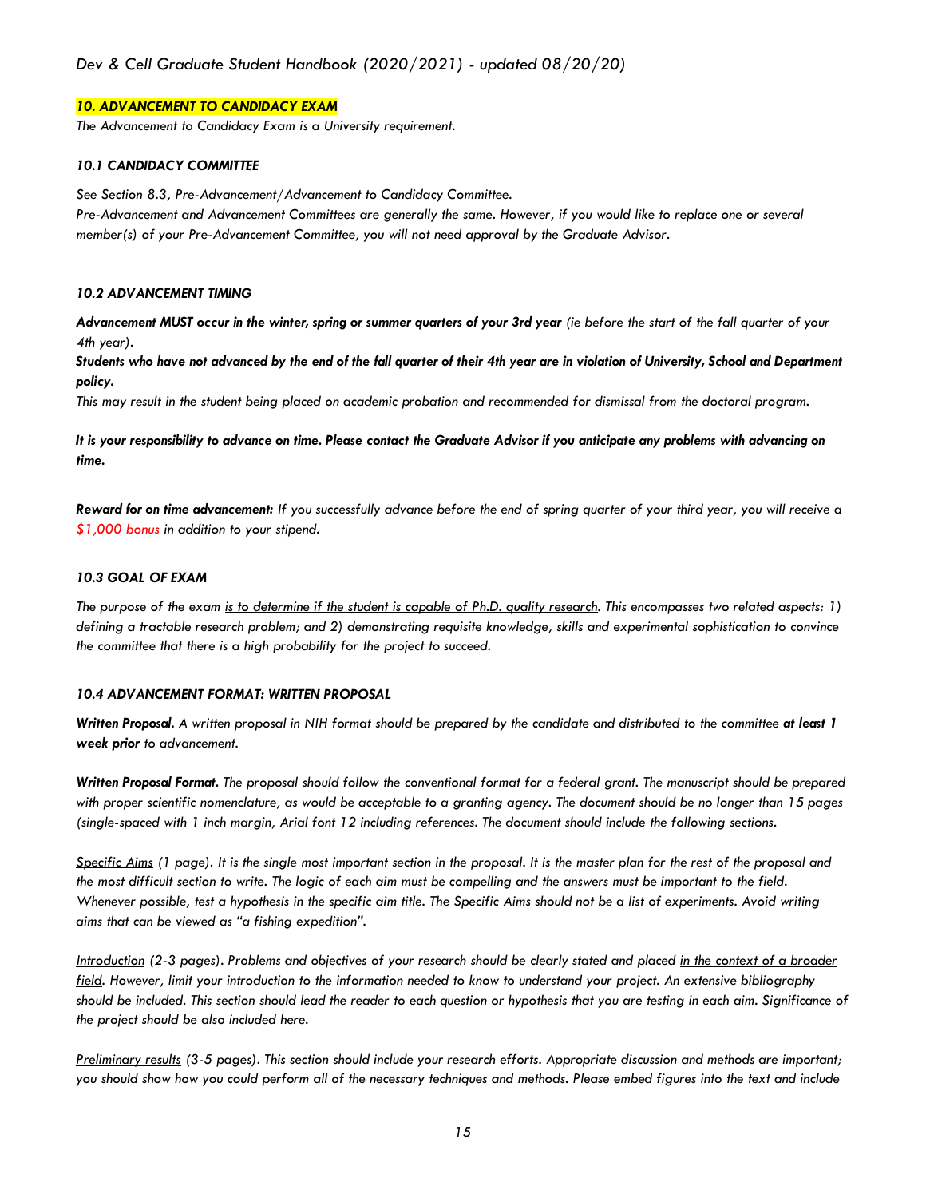## *10. ADVANCEMENT TO CANDIDACY EXAM*

*The Advancement to Candidacy Exam is a University requirement.*

### *10.1 CANDIDACY COMMITTEE*

*See Section 8.3, Pre-Advancement/Advancement to Candidacy Committee.*
*Pre-Advancement and Advancement Committees are generally the same. However, if you would like to replace one or several member(s) of your Pre-Advancement Committee, you will not need approval by the Graduate Advisor.*

### *10.2 ADVANCEMENT TIMING*

***Advancement MUST occur in the winter, spring or summer quarters of your 3rd year*** *(ie before the start of the fall quarter of your 4th year).*
***Students who have not advanced by the end of the fall quarter of their 4th year are in violation of University, School and Department policy.***
*This may result in the student being placed on academic probation and recommended for dismissal from the doctoral program.*

***It is your responsibility to advance on time. Please contact the Graduate Advisor if you anticipate any problems with advancing on time.***

***Reward for on time advancement:*** *If you successfully advance before the end of spring quarter of your third year, you will receive a $1,000 bonus in addition to your stipend.*

### *10.3 GOAL OF EXAM*

*The purpose of the exam is to determine if the student is capable of Ph.D. quality research. This encompasses two related aspects: 1) defining a tractable research problem; and 2) demonstrating requisite knowledge, skills and experimental sophistication to convince the committee that there is a high probability for the project to succeed.*

### *10.4 ADVANCEMENT FORMAT: WRITTEN PROPOSAL*

***Written Proposal.*** *A written proposal in NIH format should be prepared by the candidate and distributed to the committee* ***at least 1 week prior*** *to advancement.*

***Written Proposal Format.*** *The proposal should follow the conventional format for a federal grant. The manuscript should be prepared with proper scientific nomenclature, as would be acceptable to a granting agency. The document should be no longer than 15 pages (single-spaced with 1 inch margin, Arial font 12 including references. The document should include the following sections.*

*Specific Aims (1 page). It is the single most important section in the proposal. It is the master plan for the rest of the proposal and the most difficult section to write. The logic of each aim must be compelling and the answers must be important to the field. Whenever possible, test a hypothesis in the specific aim title. The Specific Aims should not be a list of experiments. Avoid writing aims that can be viewed as "a fishing expedition".*

*Introduction (2-3 pages). Problems and objectives of your research should be clearly stated and placed in the context of a broader field. However, limit your introduction to the information needed to know to understand your project. An extensive bibliography should be included. This section should lead the reader to each question or hypothesis that you are testing in each aim. Significance of the project should be also included here.*

*Preliminary results (3-5 pages). This section should include your research efforts. Appropriate discussion and methods are important; you should show how you could perform all of the necessary techniques and methods. Please embed figures into the text and include*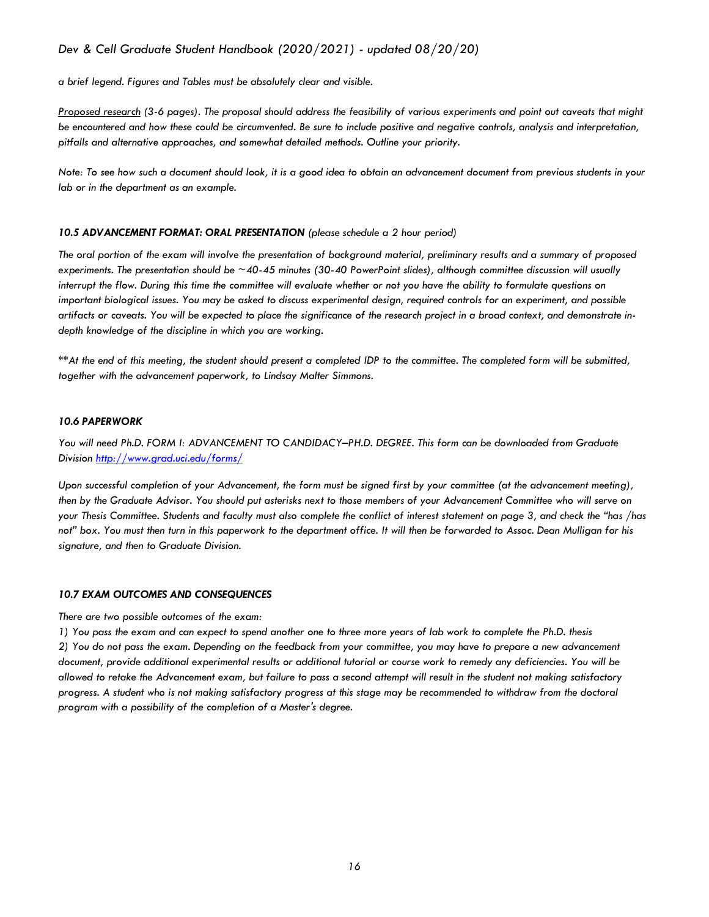*a brief legend. Figures and Tables must be absolutely clear and visible.*

*Proposed research (3-6 pages). The proposal should address the feasibility of various experiments and point out caveats that might be encountered and how these could be circumvented. Be sure to include positive and negative controls, analysis and interpretation, pitfalls and alternative approaches, and somewhat detailed methods. Outline your priority.*

*Note: To see how such a document should look, it is a good idea to obtain an advancement document from previous students in your lab or in the department as an example.*

#### ***10.5 ADVANCEMENT FORMAT: ORAL PRESENTATION*** *(please schedule a 2 hour period)*

*The oral portion of the exam will involve the presentation of background material, preliminary results and a summary of proposed experiments. The presentation should be ~40-45 minutes (30-40 PowerPoint slides), although committee discussion will usually interrupt the flow. During this time the committee will evaluate whether or not you have the ability to formulate questions on important biological issues. You may be asked to discuss experimental design, required controls for an experiment, and possible artifacts or caveats. You will be expected to place the significance of the research project in a broad context, and demonstrate in-depth knowledge of the discipline in which you are working.*

*\*\*At the end of this meeting, the student should present a completed IDP to the committee. The completed form will be submitted, together with the advancement paperwork, to Lindsay Malter Simmons.*

#### ***10.6 PAPERWORK***

*You will need Ph.D. FORM I: ADVANCEMENT TO CANDIDACY–PH.D. DEGREE. This form can be downloaded from Graduate Division [http://www.grad.uci.edu/forms/](http://www.grad.uci.edu/forms/)*

*Upon successful completion of your Advancement, the form must be signed first by your committee (at the advancement meeting), then by the Graduate Advisor. You should put asterisks next to those members of your Advancement Committee who will serve on your Thesis Committee. Students and faculty must also complete the conflict of interest statement on page 3, and check the "has /has not" box. You must then turn in this paperwork to the department office. It will then be forwarded to Assoc. Dean Mulligan for his signature, and then to Graduate Division.*

#### ***10.7 EXAM OUTCOMES AND CONSEQUENCES***

*There are two possible outcomes of the exam:*

*1) You pass the exam and can expect to spend another one to three more years of lab work to complete the Ph.D. thesis*

*2) You do not pass the exam. Depending on the feedback from your committee, you may have to prepare a new advancement document, provide additional experimental results or additional tutorial or course work to remedy any deficiencies. You will be allowed to retake the Advancement exam, but failure to pass a second attempt will result in the student not making satisfactory progress. A student who is not making satisfactory progress at this stage may be recommended to withdraw from the doctoral program with a possibility of the completion of a Master's degree.*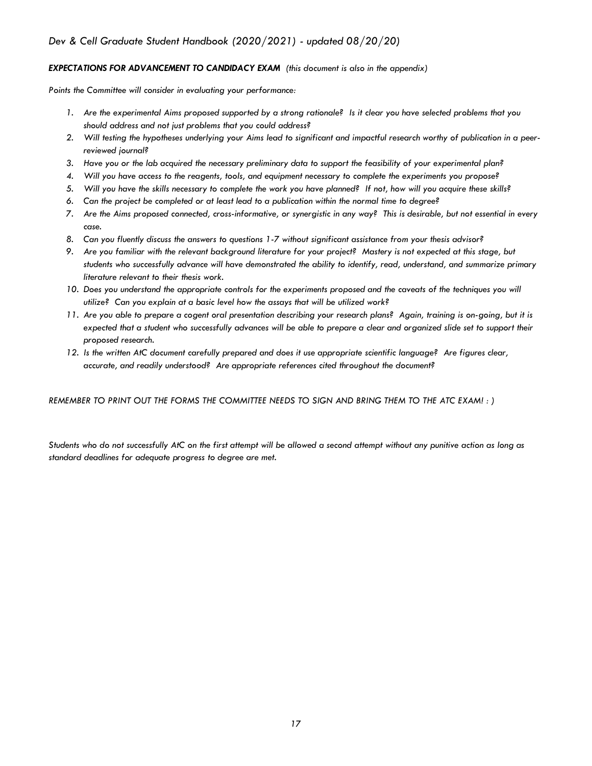***EXPECTATIONS FOR ADVANCEMENT TO CANDIDACY EXAM*** *(this document is also in the appendix)*

*Points the Committee will consider in evaluating your performance:*

1. *Are the experimental Aims proposed supported by a strong rationale? Is it clear you have selected problems that you should address and not just problems that you could address?*
2. *Will testing the hypotheses underlying your Aims lead to significant and impactful research worthy of publication in a peer-reviewed journal?*
3. *Have you or the lab acquired the necessary preliminary data to support the feasibility of your experimental plan?*
4. *Will you have access to the reagents, tools, and equipment necessary to complete the experiments you propose?*
5. *Will you have the skills necessary to complete the work you have planned? If not, how will you acquire these skills?*
6. *Can the project be completed or at least lead to a publication within the normal time to degree?*
7. *Are the Aims proposed connected, cross-informative, or synergistic in any way? This is desirable, but not essential in every case.*
8. *Can you fluently discuss the answers to questions 1-7 without significant assistance from your thesis advisor?*
9. *Are you familiar with the relevant background literature for your project? Mastery is not expected at this stage, but students who successfully advance will have demonstrated the ability to identify, read, understand, and summarize primary literature relevant to their thesis work.*
10. *Does you understand the appropriate controls for the experiments proposed and the caveats of the techniques you will utilize? Can you explain at a basic level how the assays that will be utilized work?*
11. *Are you able to prepare a cogent oral presentation describing your research plans? Again, training is on-going, but it is expected that a student who successfully advances will be able to prepare a clear and organized slide set to support their proposed research.*
12. *Is the written AtC document carefully prepared and does it use appropriate scientific language? Are figures clear, accurate, and readily understood? Are appropriate references cited throughout the document?*

*REMEMBER TO PRINT OUT THE FORMS THE COMMITTEE NEEDS TO SIGN AND BRING THEM TO THE ATC EXAM! : )*

*Students who do not successfully AtC on the first attempt will be allowed a second attempt without any punitive action as long as standard deadlines for adequate progress to degree are met.*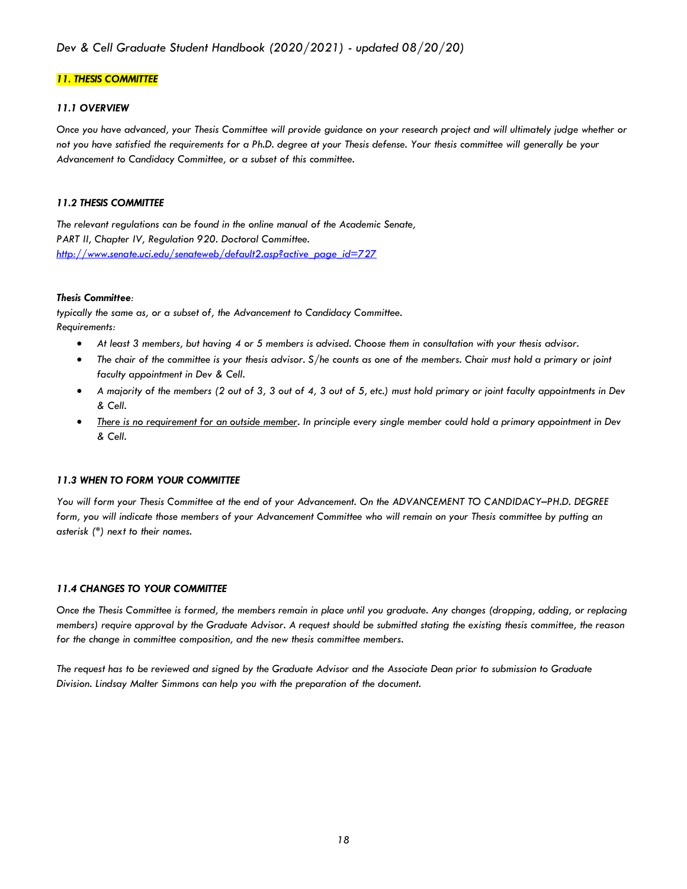## *11. THESIS COMMITTEE*

### *11.1 OVERVIEW*

*Once you have advanced, your Thesis Committee will provide guidance on your research project and will ultimately judge whether or not you have satisfied the requirements for a Ph.D. degree at your Thesis defense. Your thesis committee will generally be your Advancement to Candidacy Committee, or a subset of this committee.*

### *11.2 THESIS COMMITTEE*

*The relevant regulations can be found in the online manual of the Academic Senate,*
*PART II, Chapter IV, Regulation 920. Doctoral Committee.*
*http://www.senate.uci.edu/senateweb/default2.asp?active_page_id=727*

***Thesis Committee**:*
*typically the same as, or a subset of, the Advancement to Candidacy Committee.*
*Requirements:*

- *At least 3 members, but having 4 or 5 members is advised. Choose them in consultation with your thesis advisor.*
- *The chair of the committee is your thesis advisor. S/he counts as one of the members. Chair must hold a primary or joint faculty appointment in Dev & Cell.*
- *A majority of the members (2 out of 3, 3 out of 4, 3 out of 5, etc.) must hold primary or joint faculty appointments in Dev & Cell.*
- *There is no requirement for an outside member. In principle every single member could hold a primary appointment in Dev & Cell.*

### *11.3 WHEN TO FORM YOUR COMMITTEE*

*You will form your Thesis Committee at the end of your Advancement. On the ADVANCEMENT TO CANDIDACY–PH.D. DEGREE form, you will indicate those members of your Advancement Committee who will remain on your Thesis committee by putting an asterisk (*) next to their names.*

### *11.4 CHANGES TO YOUR COMMITTEE*

*Once the Thesis Committee is formed, the members remain in place until you graduate. Any changes (dropping, adding, or replacing members) require approval by the Graduate Advisor. A request should be submitted stating the existing thesis committee, the reason for the change in committee composition, and the new thesis committee members.*

*The request has to be reviewed and signed by the Graduate Advisor and the Associate Dean prior to submission to Graduate Division. Lindsay Malter Simmons can help you with the preparation of the document.*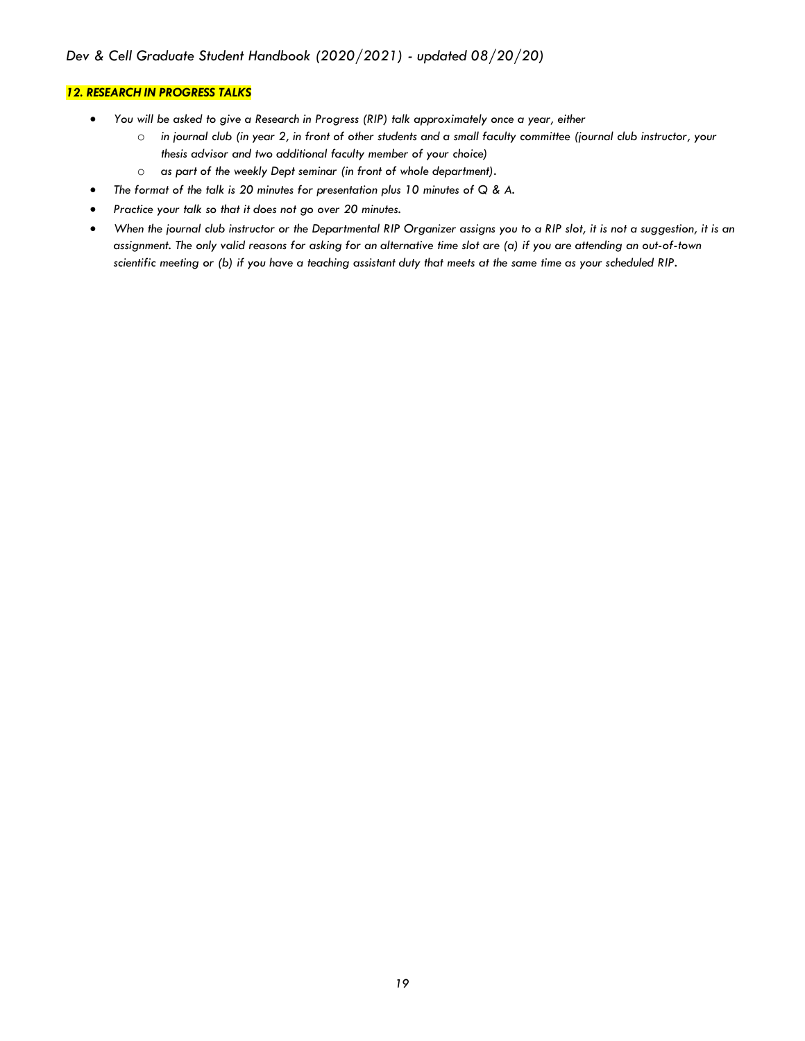## *12. RESEARCH IN PROGRESS TALKS*

- *You will be asked to give a Research in Progress (RIP) talk approximately once a year, either*
  - *in journal club (in year 2, in front of other students and a small faculty committee (journal club instructor, your thesis advisor and two additional faculty member of your choice)*
  - *as part of the weekly Dept seminar (in front of whole department).*
- *The format of the talk is 20 minutes for presentation plus 10 minutes of Q & A.*
- *Practice your talk so that it does not go over 20 minutes.*
- *When the journal club instructor or the Departmental RIP Organizer assigns you to a RIP slot, it is not a suggestion, it is an assignment. The only valid reasons for asking for an alternative time slot are (a) if you are attending an out-of-town scientific meeting or (b) if you have a teaching assistant duty that meets at the same time as your scheduled RIP.*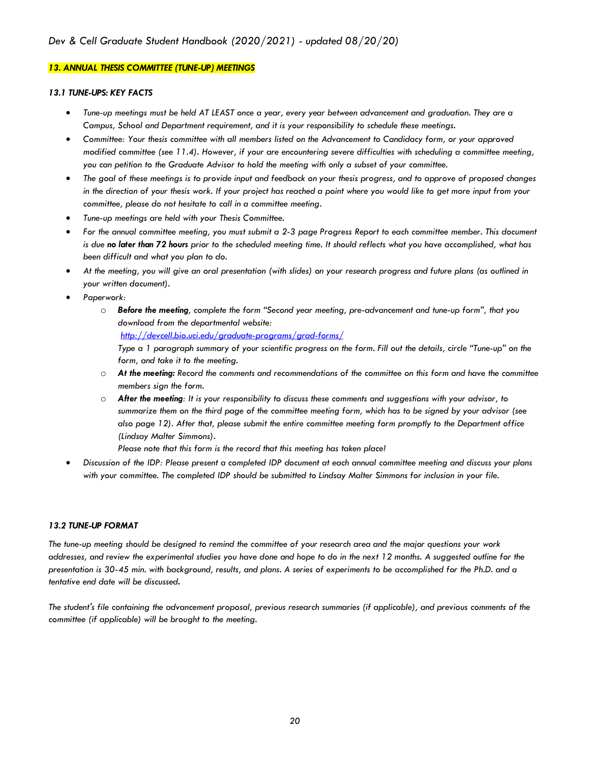## *13. ANNUAL THESIS COMMITTEE (TUNE-UP) MEETINGS*

### *13.1 TUNE-UPS: KEY FACTS*

- *Tune-up meetings must be held AT LEAST once a year, every year between advancement and graduation. They are a Campus, School and Department requirement, and it is your responsibility to schedule these meetings.*
- *Committee: Your thesis committee with all members listed on the Advancement to Candidacy form, or your approved modified committee (see 11.4). However, if your are encountering severe difficulties with scheduling a committee meeting, you can petition to the Graduate Advisor to hold the meeting with only a subset of your committee.*
- *The goal of these meetings is to provide input and feedback on your thesis progress, and to approve of proposed changes in the direction of your thesis work. If your project has reached a point where you would like to get more input from your committee, please do not hesitate to call in a committee meeting.*
- *Tune-up meetings are held with your Thesis Committee.*
- *For the annual committee meeting, you must submit a 2-3 page Progress Report to each committee member. This document is due **no later than 72 hours** prior to the scheduled meeting time. It should reflects what you have accomplished, what has been difficult and what you plan to do.*
- *At the meeting, you will give an oral presentation (with slides) on your research progress and future plans (as outlined in your written document).*
- *Paperwork:*
  - ***Before the meeting**, complete the form "Second year meeting, pre-advancement and tune-up form", that you download from the departmental website:*
    *http://devcell.bio.uci.edu/graduate-programs/grad-forms/*
    *Type a 1 paragraph summary of your scientific progress on the form. Fill out the details, circle "Tune-up" on the form, and take it to the meeting.*
  - ***At the meeting:** Record the comments and recommendations of the committee on this form and have the committee members sign the form.*
  - ***After the meeting**: It is your responsibility to discuss these comments and suggestions with your advisor, to summarize them on the third page of the committee meeting form, which has to be signed by your advisor (see also page 12). After that, please submit the entire committee meeting form promptly to the Department office (Lindsay Malter Simmons).*
    *Please note that this form is the record that this meeting has taken place!*
- *Discussion of the IDP: Please present a completed IDP document at each annual committee meeting and discuss your plans with your committee. The completed IDP should be submitted to Lindsay Malter Simmons for inclusion in your file.*

### *13.2 TUNE-UP FORMAT*

*The tune-up meeting should be designed to remind the committee of your research area and the major questions your work addresses, and review the experimental studies you have done and hope to do in the next 12 months. A suggested outline for the presentation is 30-45 min. with background, results, and plans. A series of experiments to be accomplished for the Ph.D. and a tentative end date will be discussed.*

*The student's file containing the advancement proposal, previous research summaries (if applicable), and previous comments of the committee (if applicable) will be brought to the meeting.*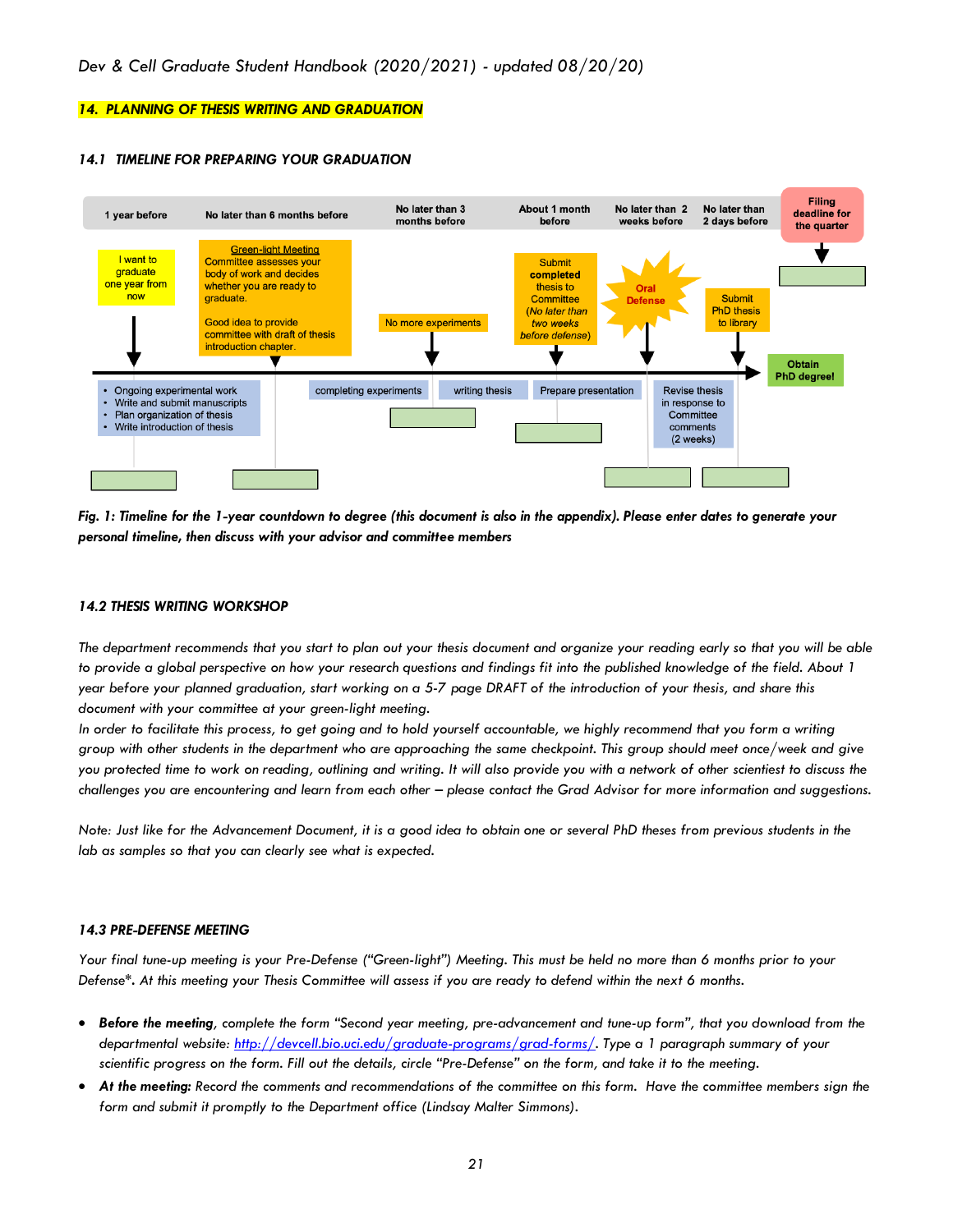## 14. PLANNING OF THESIS WRITING AND GRADUATION

### 14.1 TIMELINE FOR PREPARING YOUR GRADUATION

| 1 year before | No later than 6 months before | No later than 3 months before | About 1 month before | No later than 2 weeks before | No later than 2 days before | Filing deadline for the quarter |
|---|---|---|---|---|---|---|
| I want to graduate one year from now | Green-light Meeting: Committee assesses your body of work and decides whether you are ready to graduate. Good idea to provide committee with draft of thesis introduction chapter. | No more experiments | Submit **completed** thesis to Committee (*No later than two weeks before defense*) | Oral Defense | Submit PhD thesis to library | Obtain PhD degree! |

- Ongoing experimental work
- Write and submit manuscripts
- Plan organization of thesis
- Write introduction of thesis

completing experiments → writing thesis → Prepare presentation → Revise thesis in response to Committee comments (2 weeks)

***Fig. 1: Timeline for the 1-year countdown to degree (this document is also in the appendix). Please enter dates to generate your personal timeline, then discuss with your advisor and committee members***

### 14.2 THESIS WRITING WORKSHOP

*The department recommends that you start to plan out your thesis document and organize your reading early so that you will be able to provide a global perspective on how your research questions and findings fit into the published knowledge of the field. About 1 year before your planned graduation, start working on a 5-7 page DRAFT of the introduction of your thesis, and share this document with your committee at your green-light meeting.*

*In order to facilitate this process, to get going and to hold yourself accountable, we highly recommend that you form a writing group with other students in the department who are approaching the same checkpoint. This group should meet once/week and give you protected time to work on reading, outlining and writing. It will also provide you with a network of other scientiest to discuss the challenges you are encountering and learn from each other – please contact the Grad Advisor for more information and suggestions.*

*Note: Just like for the Advancement Document, it is a good idea to obtain one or several PhD theses from previous students in the lab as samples so that you can clearly see what is expected.*

### 14.3 PRE-DEFENSE MEETING

*Your final tune-up meeting is your Pre-Defense ("Green-light") Meeting. This must be held no more than 6 months prior to your Defense\*. At this meeting your Thesis Committee will assess if you are ready to defend within the next 6 months.*

- ***Before the meeting**, complete the form "Second year meeting, pre-advancement and tune-up form", that you download from the departmental website: http://devcell.bio.uci.edu/graduate-programs/grad-forms/. Type a 1 paragraph summary of your scientific progress on the form. Fill out the details, circle "Pre-Defense" on the form, and take it to the meeting.*
- ***At the meeting:** Record the comments and recommendations of the committee on this form. Have the committee members sign the form and submit it promptly to the Department office (Lindsay Malter Simmons).*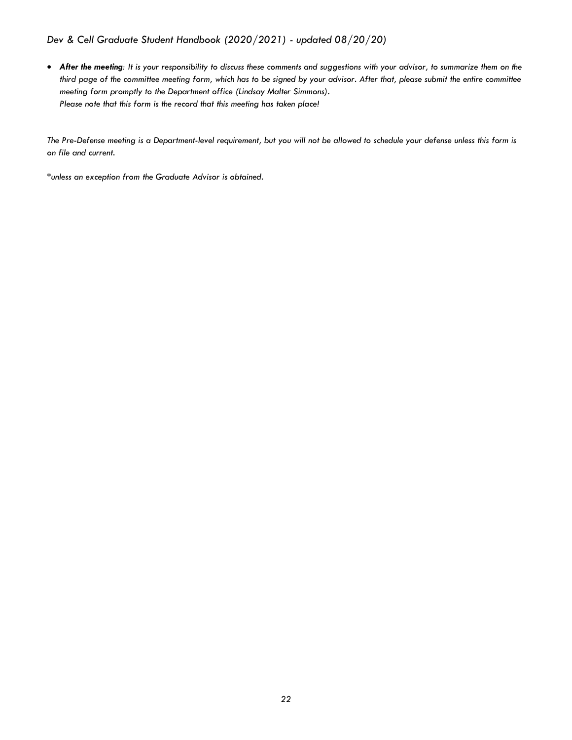- ***After the meeting****: It is your responsibility to discuss these comments and suggestions with your advisor, to summarize them on the third page of the committee meeting form, which has to be signed by your advisor. After that, please submit the entire committee meeting form promptly to the Department office (Lindsay Malter Simmons).*
  *Please note that this form is the record that this meeting has taken place!*

*The Pre-Defense meeting is a Department-level requirement, but you will not be allowed to schedule your defense unless this form is on file and current.*

**unless an exception from the Graduate Advisor is obtained.*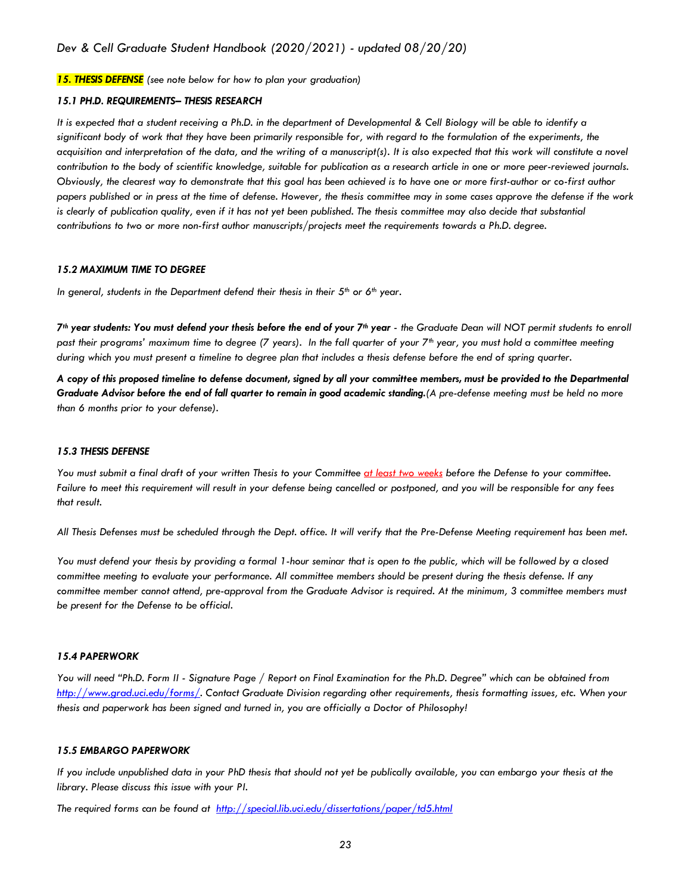## *15. THESIS DEFENSE* *(see note below for how to plan your graduation)*

### *15.1 PH.D. REQUIREMENTS– THESIS RESEARCH*

*It is expected that a student receiving a Ph.D. in the department of Developmental & Cell Biology will be able to identify a significant body of work that they have been primarily responsible for, with regard to the formulation of the experiments, the acquisition and interpretation of the data, and the writing of a manuscript(s). It is also expected that this work will constitute a novel contribution to the body of scientific knowledge, suitable for publication as a research article in one or more peer-reviewed journals. Obviously, the clearest way to demonstrate that this goal has been achieved is to have one or more first-author or co-first author papers published or in press at the time of defense. However, the thesis committee may in some cases approve the defense if the work is clearly of publication quality, even if it has not yet been published. The thesis committee may also decide that substantial contributions to two or more non-first author manuscripts/projects meet the requirements towards a Ph.D. degree.*

### *15.2 MAXIMUM TIME TO DEGREE*

*In general, students in the Department defend their thesis in their 5th or 6th year.*

***7th year students: You must defend your thesis before the end of your 7th year*** *- the Graduate Dean will NOT permit students to enroll past their programs' maximum time to degree (7 years). In the fall quarter of your 7th year, you must hold a committee meeting during which you must present a timeline to degree plan that includes a thesis defense before the end of spring quarter.*

***A copy of this proposed timeline to defense document, signed by all your committee members, must be provided to the Departmental Graduate Advisor before the end of fall quarter to remain in good academic standing.*** *(A pre-defense meeting must be held no more than 6 months prior to your defense).*

### *15.3 THESIS DEFENSE*

*You must submit a final draft of your written Thesis to your Committee at least two weeks before the Defense to your committee. Failure to meet this requirement will result in your defense being cancelled or postponed, and you will be responsible for any fees that result.*

*All Thesis Defenses must be scheduled through the Dept. office. It will verify that the Pre-Defense Meeting requirement has been met.*

*You must defend your thesis by providing a formal 1-hour seminar that is open to the public, which will be followed by a closed committee meeting to evaluate your performance. All committee members should be present during the thesis defense. If any committee member cannot attend, pre-approval from the Graduate Advisor is required. At the minimum, 3 committee members must be present for the Defense to be official.*

### *15.4 PAPERWORK*

*You will need "Ph.D. Form II - Signature Page / Report on Final Examination for the Ph.D. Degree" which can be obtained from http://www.grad.uci.edu/forms/. Contact Graduate Division regarding other requirements, thesis formatting issues, etc. When your thesis and paperwork has been signed and turned in, you are officially a Doctor of Philosophy!*

### *15.5 EMBARGO PAPERWORK*

*If you include unpublished data in your PhD thesis that should not yet be publically available, you can embargo your thesis at the library. Please discuss this issue with your PI.*

*The required forms can be found at http://special.lib.uci.edu/dissertations/paper/td5.html*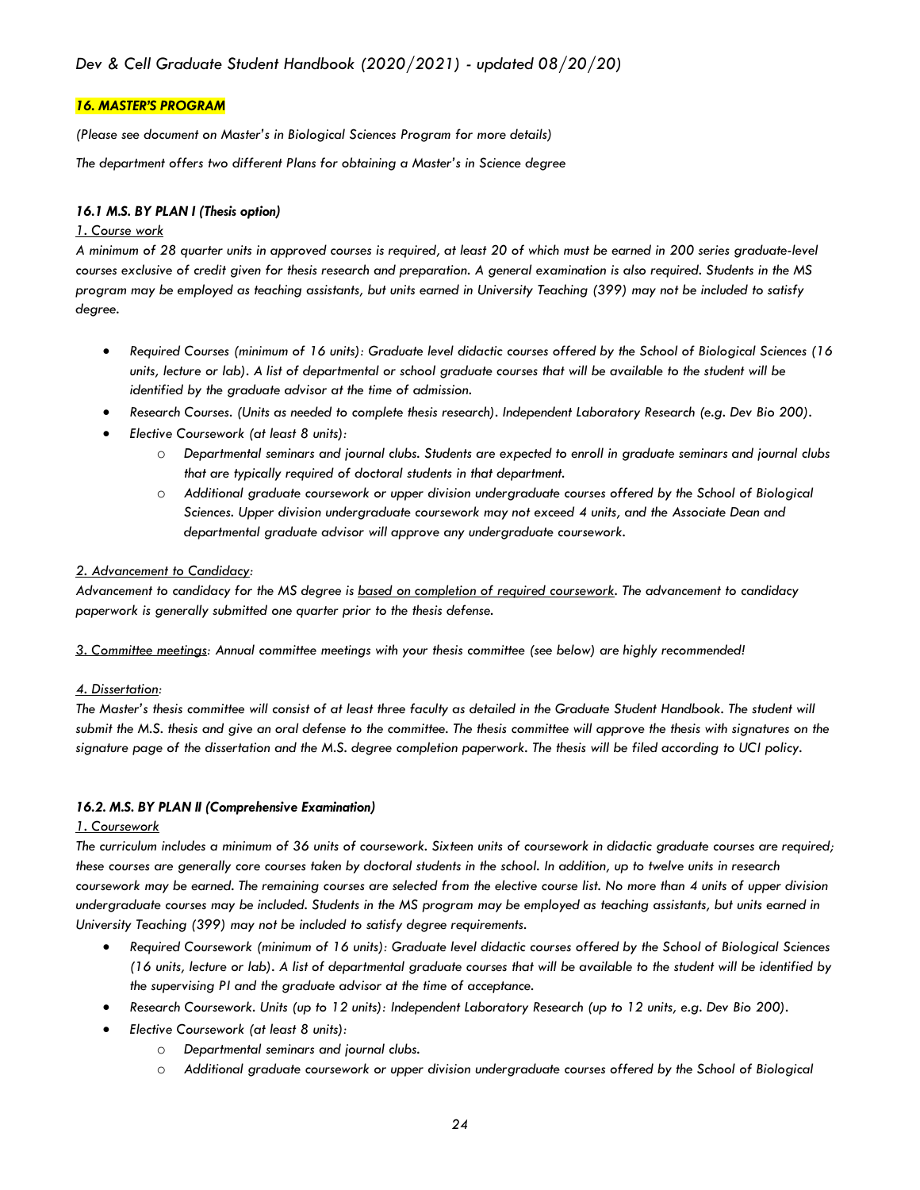## *16. MASTER'S PROGRAM*

*(Please see document on Master's in Biological Sciences Program for more details)*

*The department offers two different Plans for obtaining a Master's in Science degree*

### *16.1 M.S. BY PLAN I (Thesis option)*

*1. Course work*

*A minimum of 28 quarter units in approved courses is required, at least 20 of which must be earned in 200 series graduate-level courses exclusive of credit given for thesis research and preparation. A general examination is also required. Students in the MS program may be employed as teaching assistants, but units earned in University Teaching (399) may not be included to satisfy degree.*

- *Required Courses (minimum of 16 units): Graduate level didactic courses offered by the School of Biological Sciences (16 units, lecture or lab). A list of departmental or school graduate courses that will be available to the student will be identified by the graduate advisor at the time of admission.*
- *Research Courses. (Units as needed to complete thesis research). Independent Laboratory Research (e.g. Dev Bio 200).*
- *Elective Coursework (at least 8 units):*
  - *Departmental seminars and journal clubs. Students are expected to enroll in graduate seminars and journal clubs that are typically required of doctoral students in that department.*
  - *Additional graduate coursework or upper division undergraduate courses offered by the School of Biological Sciences. Upper division undergraduate coursework may not exceed 4 units, and the Associate Dean and departmental graduate advisor will approve any undergraduate coursework.*

*2. Advancement to Candidacy:*

*Advancement to candidacy for the MS degree is based on completion of required coursework. The advancement to candidacy paperwork is generally submitted one quarter prior to the thesis defense.*

*3. Committee meetings: Annual committee meetings with your thesis committee (see below) are highly recommended!*

*4. Dissertation:*

*The Master's thesis committee will consist of at least three faculty as detailed in the Graduate Student Handbook. The student will submit the M.S. thesis and give an oral defense to the committee. The thesis committee will approve the thesis with signatures on the signature page of the dissertation and the M.S. degree completion paperwork. The thesis will be filed according to UCI policy.*

### *16.2. M.S. BY PLAN II (Comprehensive Examination)*

*1. Coursework*

*The curriculum includes a minimum of 36 units of coursework. Sixteen units of coursework in didactic graduate courses are required; these courses are generally core courses taken by doctoral students in the school. In addition, up to twelve units in research coursework may be earned. The remaining courses are selected from the elective course list. No more than 4 units of upper division undergraduate courses may be included. Students in the MS program may be employed as teaching assistants, but units earned in University Teaching (399) may not be included to satisfy degree requirements.*

- *Required Coursework (minimum of 16 units): Graduate level didactic courses offered by the School of Biological Sciences (16 units, lecture or lab). A list of departmental graduate courses that will be available to the student will be identified by the supervising PI and the graduate advisor at the time of acceptance.*
- *Research Coursework. Units (up to 12 units): Independent Laboratory Research (up to 12 units, e.g. Dev Bio 200).*
- *Elective Coursework (at least 8 units):*
  - *Departmental seminars and journal clubs.*
  - *Additional graduate coursework or upper division undergraduate courses offered by the School of Biological*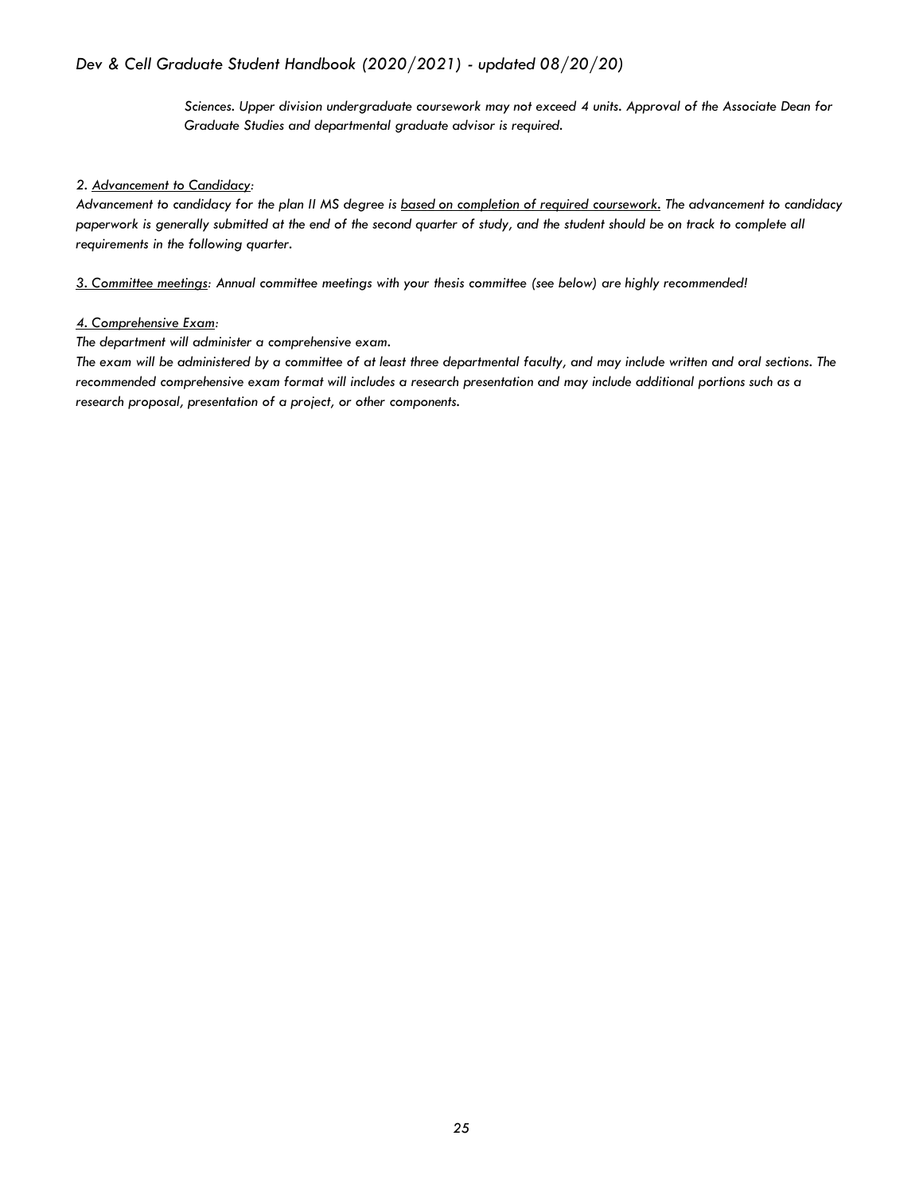*Sciences. Upper division undergraduate coursework may not exceed 4 units. Approval of the Associate Dean for Graduate Studies and departmental graduate advisor is required.*

*2. Advancement to Candidacy:*

*Advancement to candidacy for the plan II MS degree is based on completion of required coursework. The advancement to candidacy paperwork is generally submitted at the end of the second quarter of study, and the student should be on track to complete all requirements in the following quarter.*

*3. Committee meetings: Annual committee meetings with your thesis committee (see below) are highly recommended!*

*4. Comprehensive Exam:*

*The department will administer a comprehensive exam.*

*The exam will be administered by a committee of at least three departmental faculty, and may include written and oral sections. The recommended comprehensive exam format will includes a research presentation and may include additional portions such as a research proposal, presentation of a project, or other components.*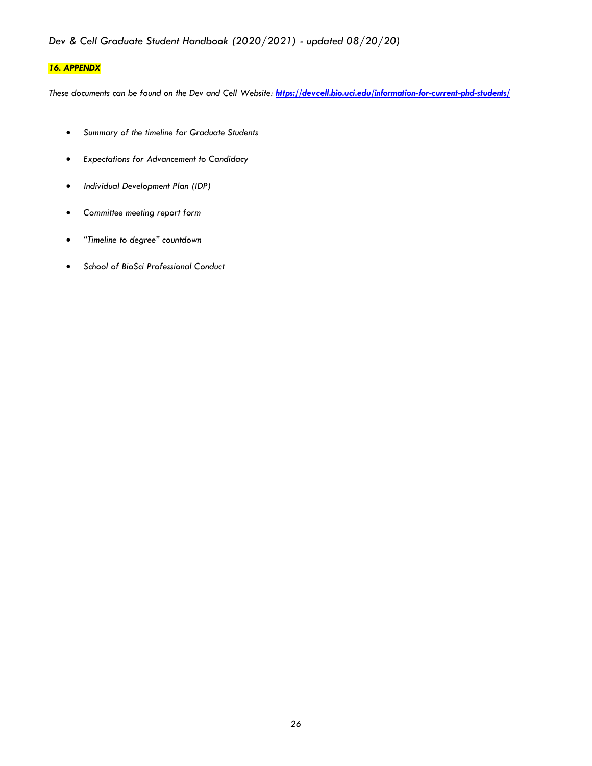## *16. APPENDX*

*These documents can be found on the Dev and Cell Website:* ***[https://devcell.bio.uci.edu/information-for-current-phd-students/](https://devcell.bio.uci.edu/information-for-current-phd-students/)***

- *Summary of the timeline for Graduate Students*
- *Expectations for Advancement to Candidacy*
- *Individual Development Plan (IDP)*
- *Committee meeting report form*
- *"Timeline to degree" countdown*
- *School of BioSci Professional Conduct*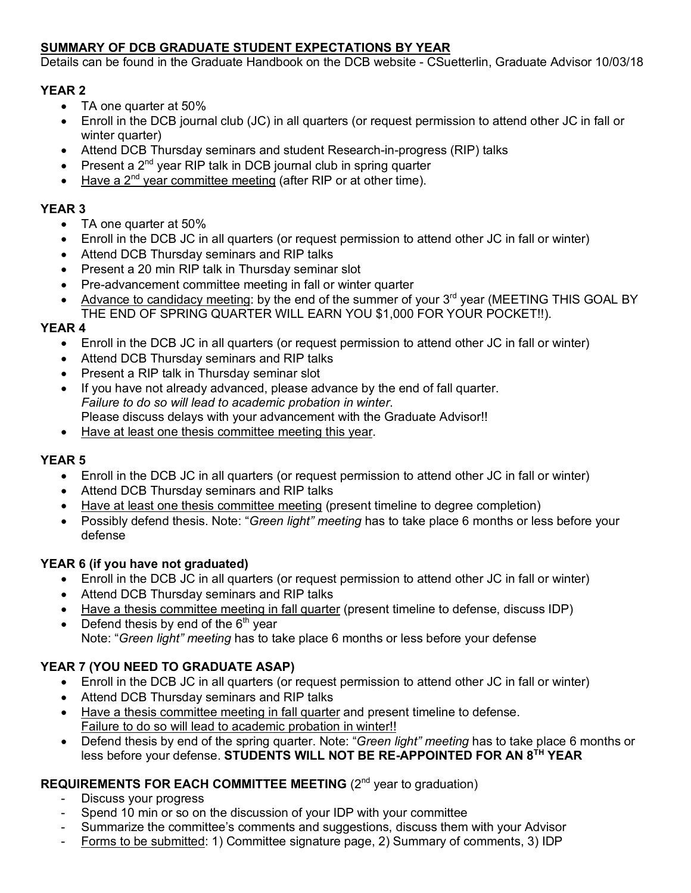## **SUMMARY OF DCB GRADUATE STUDENT EXPECTATIONS BY YEAR**

Details can be found in the Graduate Handbook on the DCB website - CSuetterlin, Graduate Advisor 10/03/18

### YEAR 2

- TA one quarter at 50%
- Enroll in the DCB journal club (JC) in all quarters (or request permission to attend other JC in fall or winter quarter)
- Attend DCB Thursday seminars and student Research-in-progress (RIP) talks
- Present a 2nd year RIP talk in DCB journal club in spring quarter
- Have a 2nd year committee meeting (after RIP or at other time).

### YEAR 3

- TA one quarter at 50%
- Enroll in the DCB JC in all quarters (or request permission to attend other JC in fall or winter)
- Attend DCB Thursday seminars and RIP talks
- Present a 20 min RIP talk in Thursday seminar slot
- Pre-advancement committee meeting in fall or winter quarter
- Advance to candidacy meeting: by the end of the summer of your 3rd year (MEETING THIS GOAL BY THE END OF SPRING QUARTER WILL EARN YOU $1,000 FOR YOUR POCKET!!).

### YEAR 4

- Enroll in the DCB JC in all quarters (or request permission to attend other JC in fall or winter)
- Attend DCB Thursday seminars and RIP talks
- Present a RIP talk in Thursday seminar slot
- If you have not already advanced, please advance by the end of fall quarter.
  *Failure to do so will lead to academic probation in winter*.
  Please discuss delays with your advancement with the Graduate Advisor!!
- Have at least one thesis committee meeting this year.

### YEAR 5

- Enroll in the DCB JC in all quarters (or request permission to attend other JC in fall or winter)
- Attend DCB Thursday seminars and RIP talks
- Have at least one thesis committee meeting (present timeline to degree completion)
- Possibly defend thesis. Note: "*Green light" meeting* has to take place 6 months or less before your defense

### YEAR 6 (if you have not graduated)

- Enroll in the DCB JC in all quarters (or request permission to attend other JC in fall or winter)
- Attend DCB Thursday seminars and RIP talks
- Have a thesis committee meeting in fall quarter (present timeline to defense, discuss IDP)
- Defend thesis by end of the 6th year
  Note: "*Green light" meeting* has to take place 6 months or less before your defense

### YEAR 7 (YOU NEED TO GRADUATE ASAP)

- Enroll in the DCB JC in all quarters (or request permission to attend other JC in fall or winter)
- Attend DCB Thursday seminars and RIP talks
- Have a thesis committee meeting in fall quarter and present timeline to defense.
  Failure to do so will lead to academic probation in winter!!
- Defend thesis by end of the spring quarter. Note: "*Green light" meeting* has to take place 6 months or less before your defense. **STUDENTS WILL NOT BE RE-APPOINTED FOR AN 8TH YEAR**

### **REQUIREMENTS FOR EACH COMMITTEE MEETING** (2nd year to graduation)

- Discuss your progress
- Spend 10 min or so on the discussion of your IDP with your committee
- Summarize the committee's comments and suggestions, discuss them with your Advisor
- Forms to be submitted: 1) Committee signature page, 2) Summary of comments, 3) IDP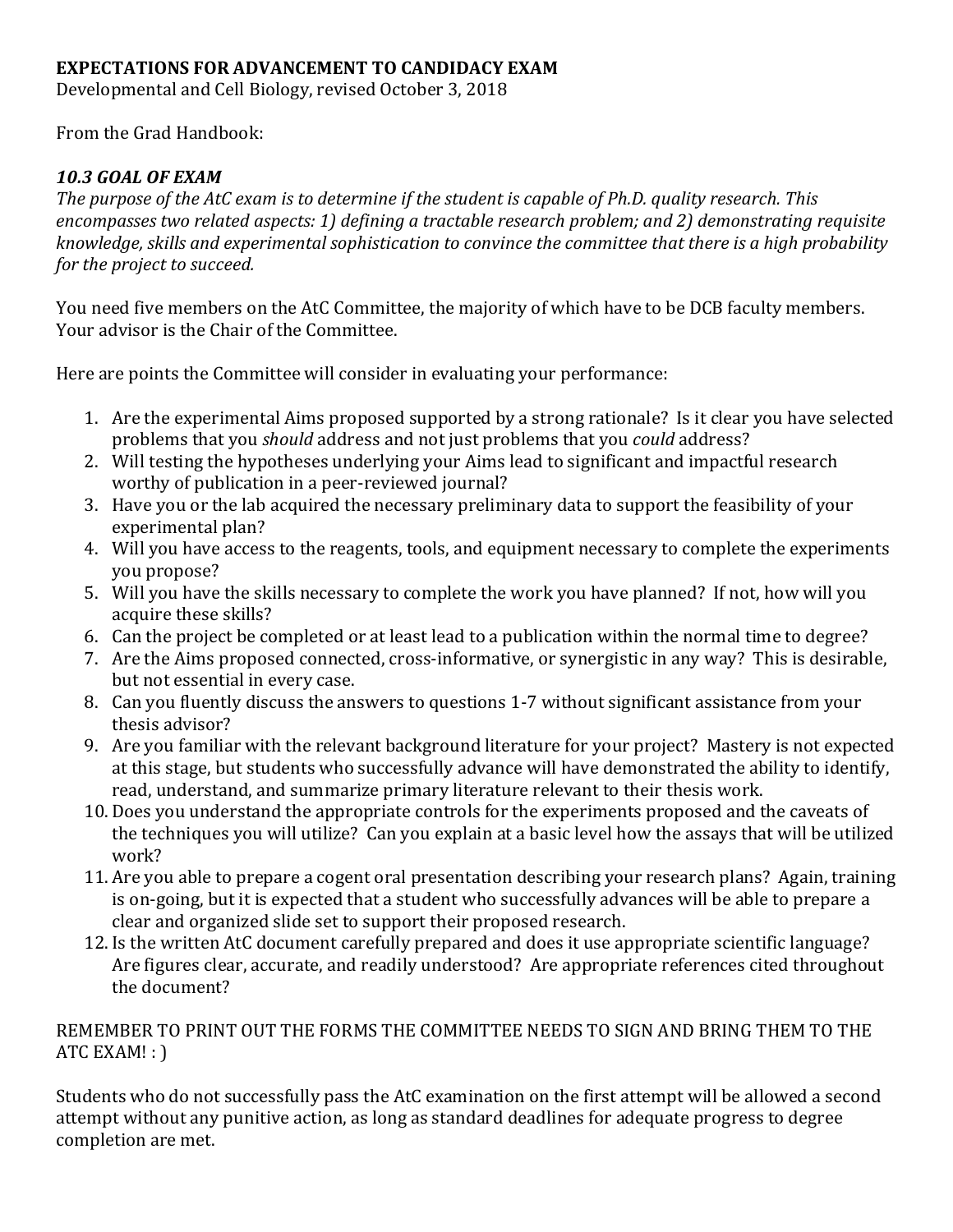**EXPECTATIONS FOR ADVANCEMENT TO CANDIDACY EXAM**

Developmental and Cell Biology, revised October 3, 2018

From the Grad Handbook:

### *10.3 GOAL OF EXAM*

*The purpose of the AtC exam is to determine if the student is capable of Ph.D. quality research. This encompasses two related aspects: 1) defining a tractable research problem; and 2) demonstrating requisite knowledge, skills and experimental sophistication to convince the committee that there is a high probability for the project to succeed.*

You need five members on the AtC Committee, the majority of which have to be DCB faculty members. Your advisor is the Chair of the Committee.

Here are points the Committee will consider in evaluating your performance:

1. Are the experimental Aims proposed supported by a strong rationale? Is it clear you have selected problems that you *should* address and not just problems that you *could* address?
2. Will testing the hypotheses underlying your Aims lead to significant and impactful research worthy of publication in a peer-reviewed journal?
3. Have you or the lab acquired the necessary preliminary data to support the feasibility of your experimental plan?
4. Will you have access to the reagents, tools, and equipment necessary to complete the experiments you propose?
5. Will you have the skills necessary to complete the work you have planned? If not, how will you acquire these skills?
6. Can the project be completed or at least lead to a publication within the normal time to degree?
7. Are the Aims proposed connected, cross-informative, or synergistic in any way? This is desirable, but not essential in every case.
8. Can you fluently discuss the answers to questions 1-7 without significant assistance from your thesis advisor?
9. Are you familiar with the relevant background literature for your project? Mastery is not expected at this stage, but students who successfully advance will have demonstrated the ability to identify, read, understand, and summarize primary literature relevant to their thesis work.
10. Does you understand the appropriate controls for the experiments proposed and the caveats of the techniques you will utilize? Can you explain at a basic level how the assays that will be utilized work?
11. Are you able to prepare a cogent oral presentation describing your research plans? Again, training is on-going, but it is expected that a student who successfully advances will be able to prepare a clear and organized slide set to support their proposed research.
12. Is the written AtC document carefully prepared and does it use appropriate scientific language? Are figures clear, accurate, and readily understood? Are appropriate references cited throughout the document?

REMEMBER TO PRINT OUT THE FORMS THE COMMITTEE NEEDS TO SIGN AND BRING THEM TO THE ATC EXAM! : )

Students who do not successfully pass the AtC examination on the first attempt will be allowed a second attempt without any punitive action, as long as standard deadlines for adequate progress to degree completion are met.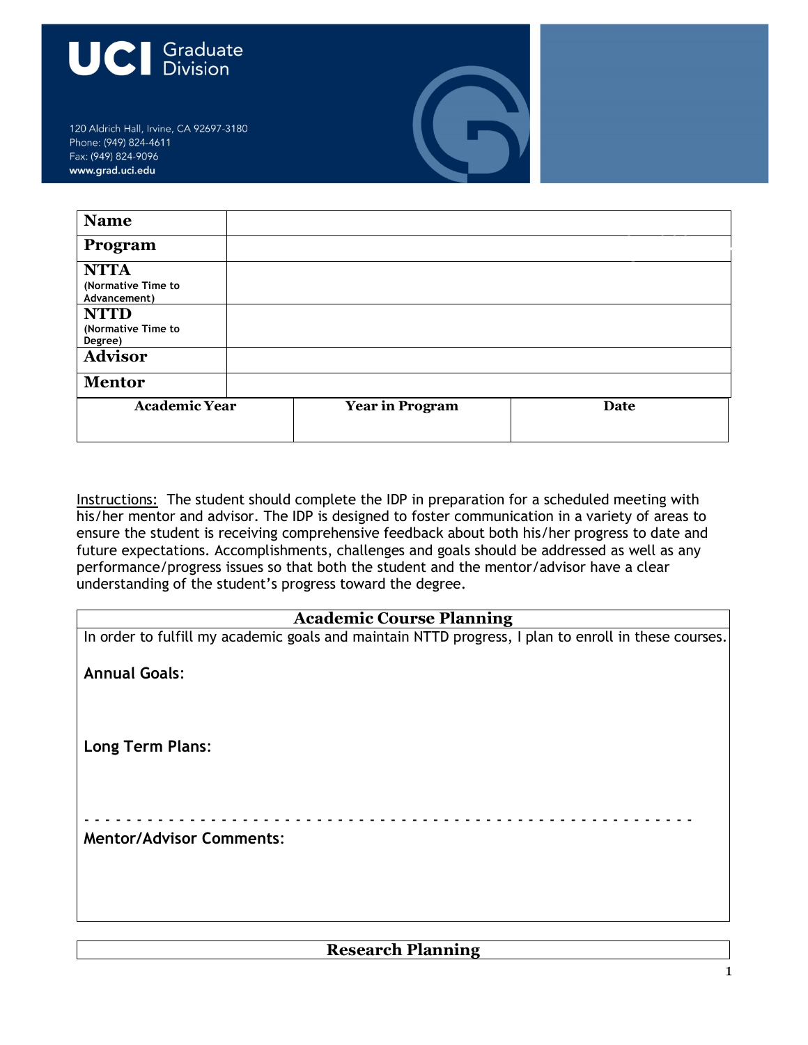UCI Graduate Division

120 Aldrich Hall, Irvine, CA 92697-3180
Phone: (949) 824-4611
Fax: (949) 824-9096
www.grad.uci.edu

| **Name** | | |
|---|---|---|
| **Program** | | |
| **NTTA** (Normative Time to Advancement) | | |
| **NTTD** (Normative Time to Degree) | | |
| **Advisor** | | |
| **Mentor** | | |
| **Academic Year** | **Year in Program** | **Date** |
| | | |

Instructions: The student should complete the IDP in preparation for a scheduled meeting with his/her mentor and advisor. The IDP is designed to foster communication in a variety of areas to ensure the student is receiving comprehensive feedback about both his/her progress to date and future expectations. Accomplishments, challenges and goals should be addressed as well as any performance/progress issues so that both the student and the mentor/advisor have a clear understanding of the student's progress toward the degree.

## Academic Course Planning

In order to fulfill my academic goals and maintain NTTD progress, I plan to enroll in these courses.

**Annual Goals**:

**Long Term Plans**:

- - - - - - - - - - - - - - - - - - - - - - - - - - - - - - - - - - - - - - - - - - - - - - - - -

**Mentor/Advisor Comments**:

## Research Planning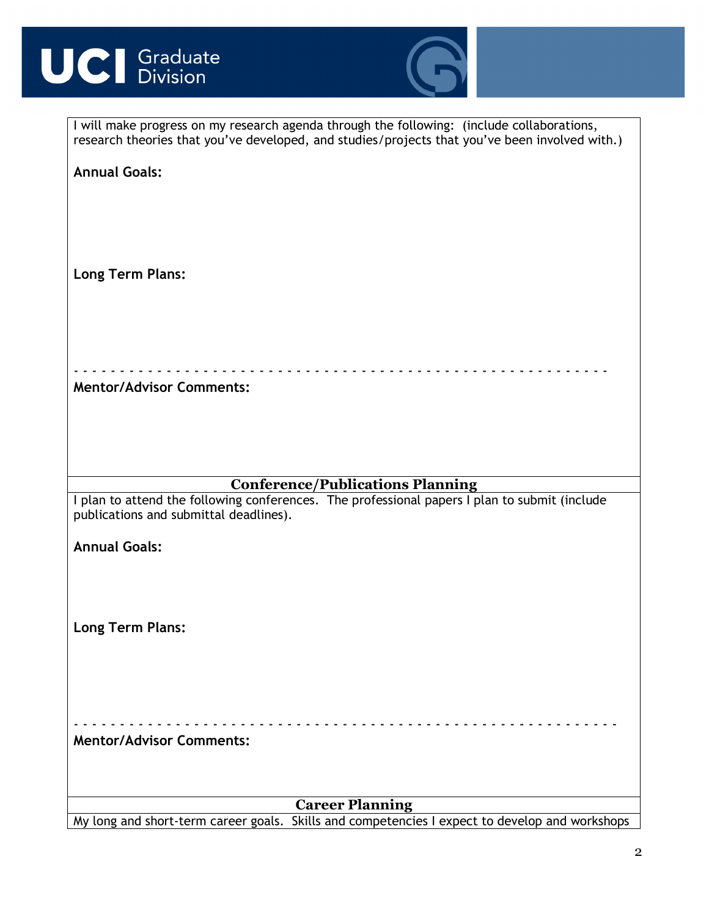I will make progress on my research agenda through the following: (include collaborations, research theories that you've developed, and studies/projects that you've been involved with.)

**Annual Goals:**

**Long Term Plans:**

\- - - - - - - - - - - - - - - - - - - - - - - - - - - - - - - - - - - - - - - - - - - - - - - - - - - - - - - - - - - -

**Mentor/Advisor Comments:**

## Conference/Publications Planning

I plan to attend the following conferences. The professional papers I plan to submit (include publications and submittal deadlines).

**Annual Goals:**

**Long Term Plans:**

\- - - - - - - - - - - - - - - - - - - - - - - - - - - - - - - - - - - - - - - - - - - - - - - - - - - - - - - - - - - -

**Mentor/Advisor Comments:**

## Career Planning

My long and short-term career goals. Skills and competencies I expect to develop and workshops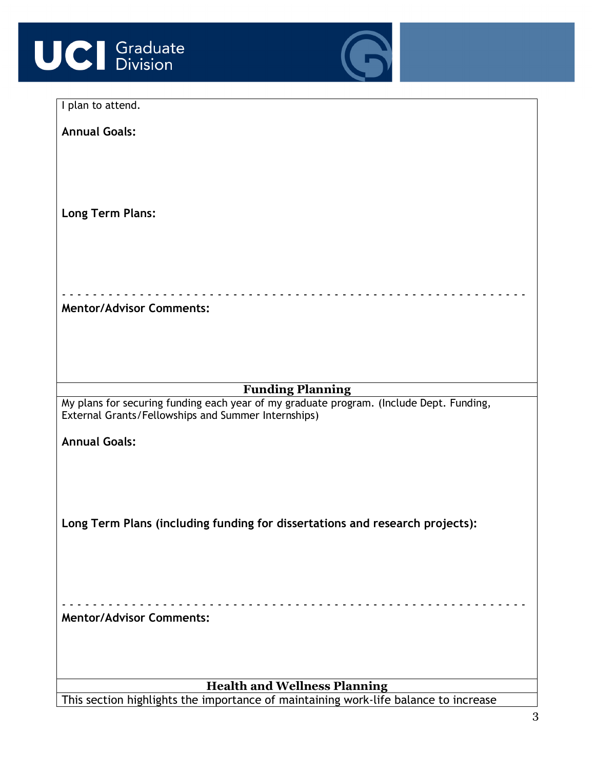I plan to attend.

**Annual Goals:**

**Long Term Plans:**

- - - - - - - - - - - - - - - - - - - - - - - - - - - - - - - - - - - - - - - - - - - - - - - - - - - - - - - -

**Mentor/Advisor Comments:**

## Funding Planning

My plans for securing funding each year of my graduate program. (Include Dept. Funding, External Grants/Fellowships and Summer Internships)

**Annual Goals:**

**Long Term Plans (including funding for dissertations and research projects):**

- - - - - - - - - - - - - - - - - - - - - - - - - - - - - - - - - - - - - - - - - - - - - - - - - - - - - - - -

**Mentor/Advisor Comments:**

## Health and Wellness Planning

This section highlights the importance of maintaining work-life balance to increase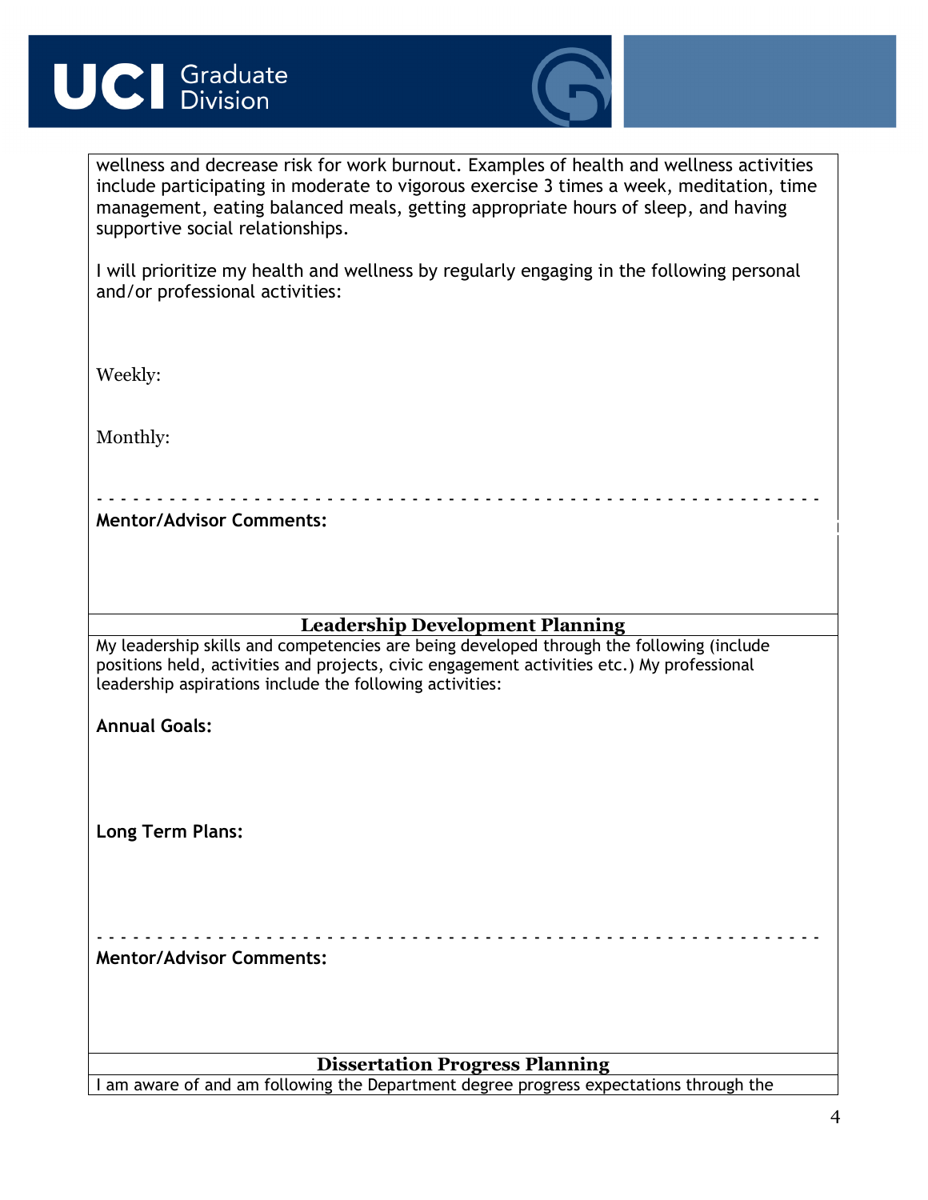wellness and decrease risk for work burnout. Examples of health and wellness activities include participating in moderate to vigorous exercise 3 times a week, meditation, time management, eating balanced meals, getting appropriate hours of sleep, and having supportive social relationships.

I will prioritize my health and wellness by regularly engaging in the following personal and/or professional activities:

Weekly:

Monthly:

- - - - - - - - - - - - - - - - - - - - - - - - - - - - - - - - - - - - - - - - - - - - - - - - - - - - - - - - - - - -

**Mentor/Advisor Comments:**

## Leadership Development Planning

My leadership skills and competencies are being developed through the following (include positions held, activities and projects, civic engagement activities etc.) My professional leadership aspirations include the following activities:

**Annual Goals:**

**Long Term Plans:**

- - - - - - - - - - - - - - - - - - - - - - - - - - - - - - - - - - - - - - - - - - - - - - - - - - - - - - - - - - - -

**Mentor/Advisor Comments:**

## Dissertation Progress Planning

I am aware of and am following the Department degree progress expectations through the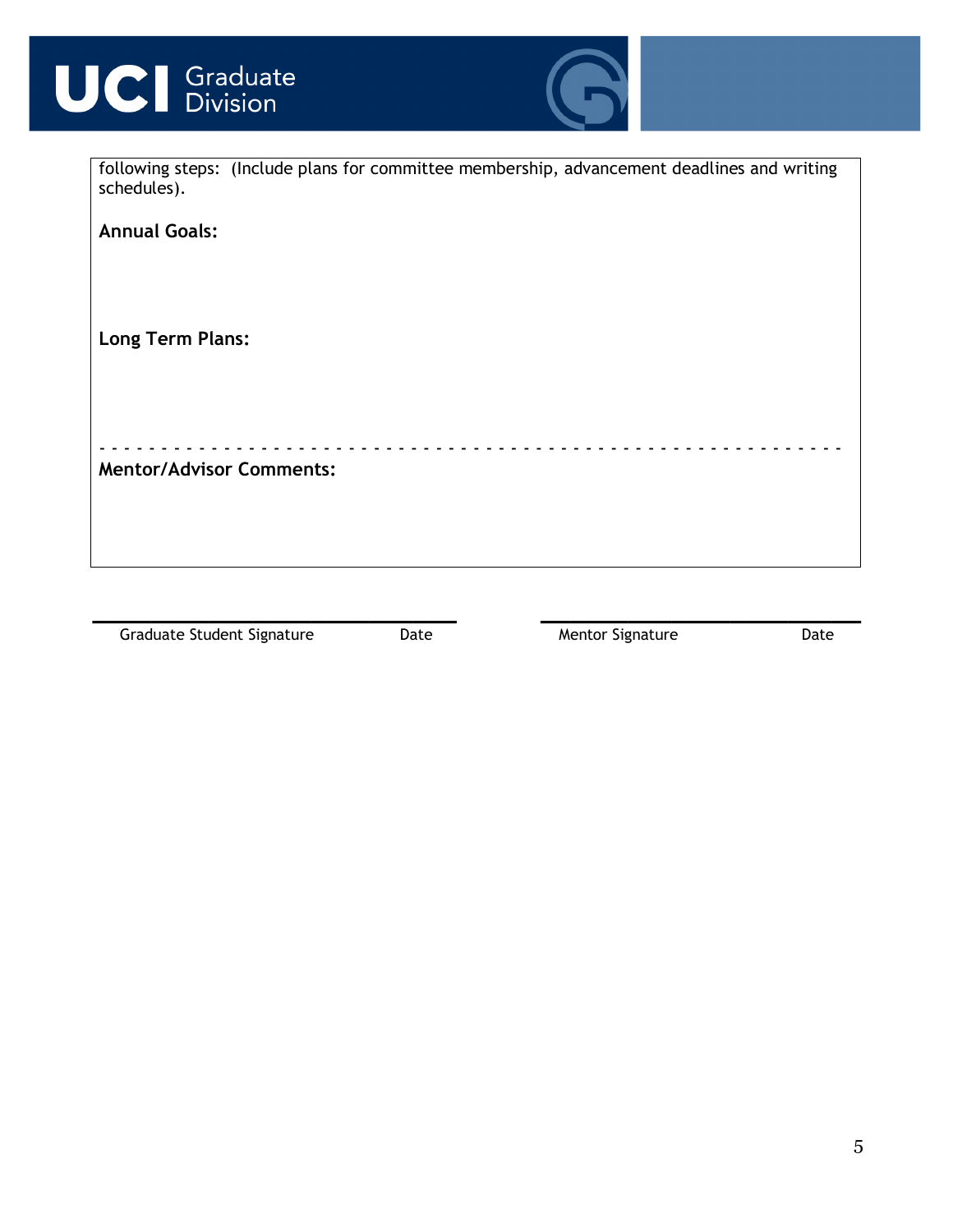following steps: (Include plans for committee membership, advancement deadlines and writing schedules).

**Annual Goals:**

**Long Term Plans:**

- - - - - - - - - - - - - - - - - - - - - - - - - - - - - - - - - - - - - - - - - - - - - - - - - - - - - - - - - - - - - -

**Mentor/Advisor Comments:**

\_\_\_\_\_\_\_\_\_\_\_\_\_\_\_\_\_\_\_\_\_\_\_\_\_\_\_\_\_\_\_\_\_\_ Graduate Student Signature Date

\_\_\_\_\_\_\_\_\_\_\_\_\_\_\_\_\_\_\_\_\_\_\_\_\_\_\_\_\_\_\_\_\_\_ Mentor Signature Date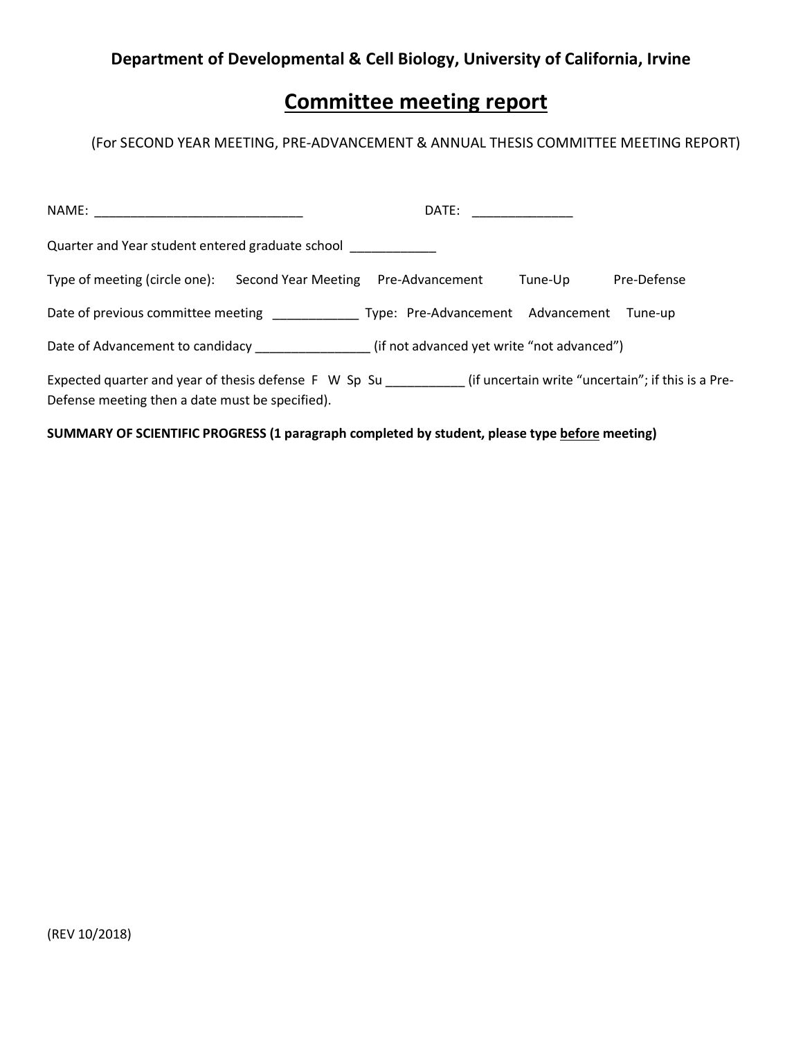**Department of Developmental & Cell Biology, University of California, Irvine**

# Committee meeting report

(For SECOND YEAR MEETING, PRE-ADVANCEMENT & ANNUAL THESIS COMMITTEE MEETING REPORT)

NAME: _____________________________ DATE: ______________

Quarter and Year student entered graduate school ____________

Type of meeting (circle one): Second Year Meeting Pre-Advancement Tune-Up Pre-Defense

Date of previous committee meeting ____________ Type: Pre-Advancement Advancement Tune-up

Date of Advancement to candidacy ________________ (if not advanced yet write "not advanced")

Expected quarter and year of thesis defense F W Sp Su ___________ (if uncertain write "uncertain"; if this is a Pre-Defense meeting then a date must be specified).

**SUMMARY OF SCIENTIFIC PROGRESS (1 paragraph completed by student, please type <u>before</u> meeting)**

(REV 10/2018)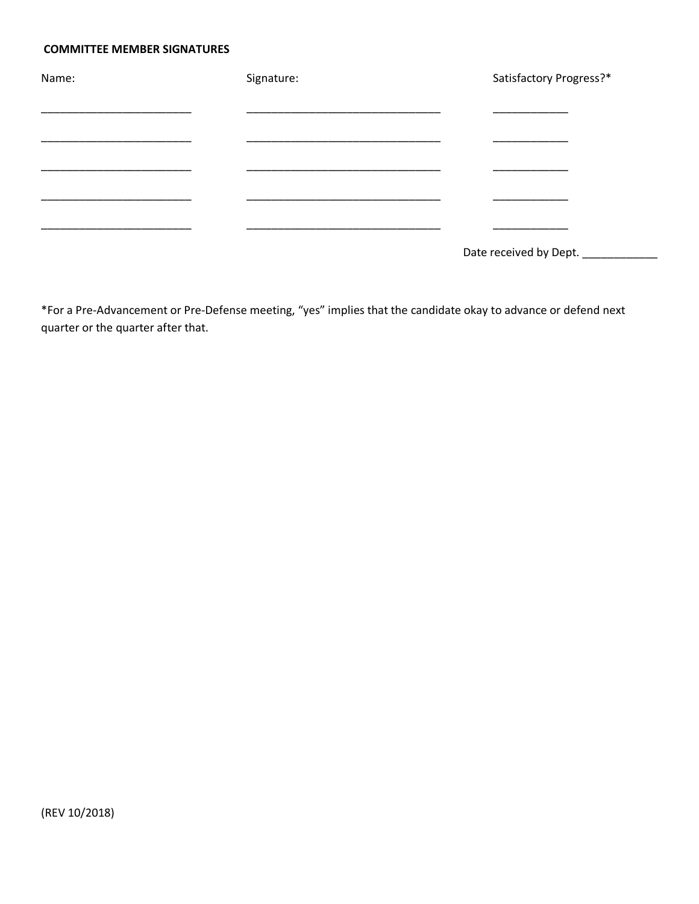**COMMITTEE MEMBER SIGNATURES**

| Name: | Signature: | Satisfactory Progress?* |
|---|---|---|
| ________________________ | ______________________________ | ____________ |
| ________________________ | ______________________________ | ____________ |
| ________________________ | ______________________________ | ____________ |
| ________________________ | ______________________________ | ____________ |
| ________________________ | ______________________________ | ____________ |

Date received by Dept. ____________

*For a Pre-Advancement or Pre-Defense meeting, "yes" implies that the candidate okay to advance or defend next quarter or the quarter after that.

(REV 10/2018)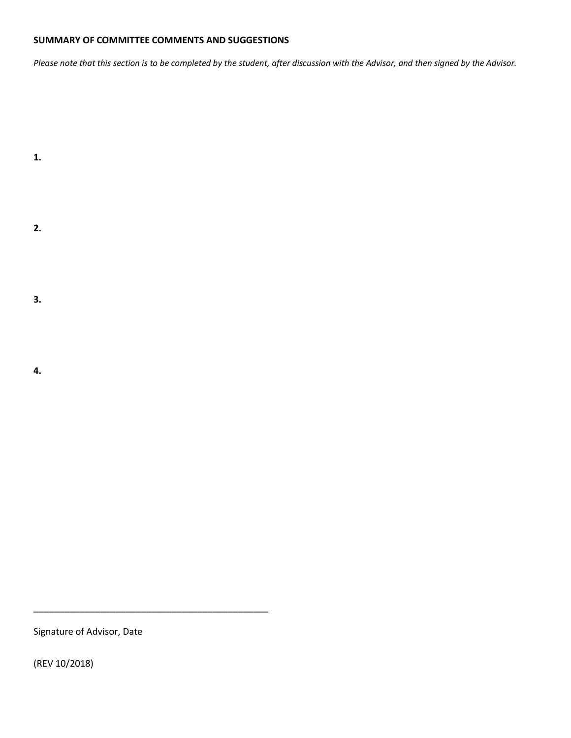**SUMMARY OF COMMITTEE COMMENTS AND SUGGESTIONS**

*Please note that this section is to be completed by the student, after discussion with the Advisor, and then signed by the Advisor.*

**1.**

**2.**

**3.**

**4.**

\_\_\_\_\_\_\_\_\_\_\_\_\_\_\_\_\_\_\_\_\_\_\_\_\_\_\_\_\_\_\_\_\_\_\_\_\_\_\_\_\_\_\_\_\_\_\_\_

Signature of Advisor, Date

(REV 10/2018)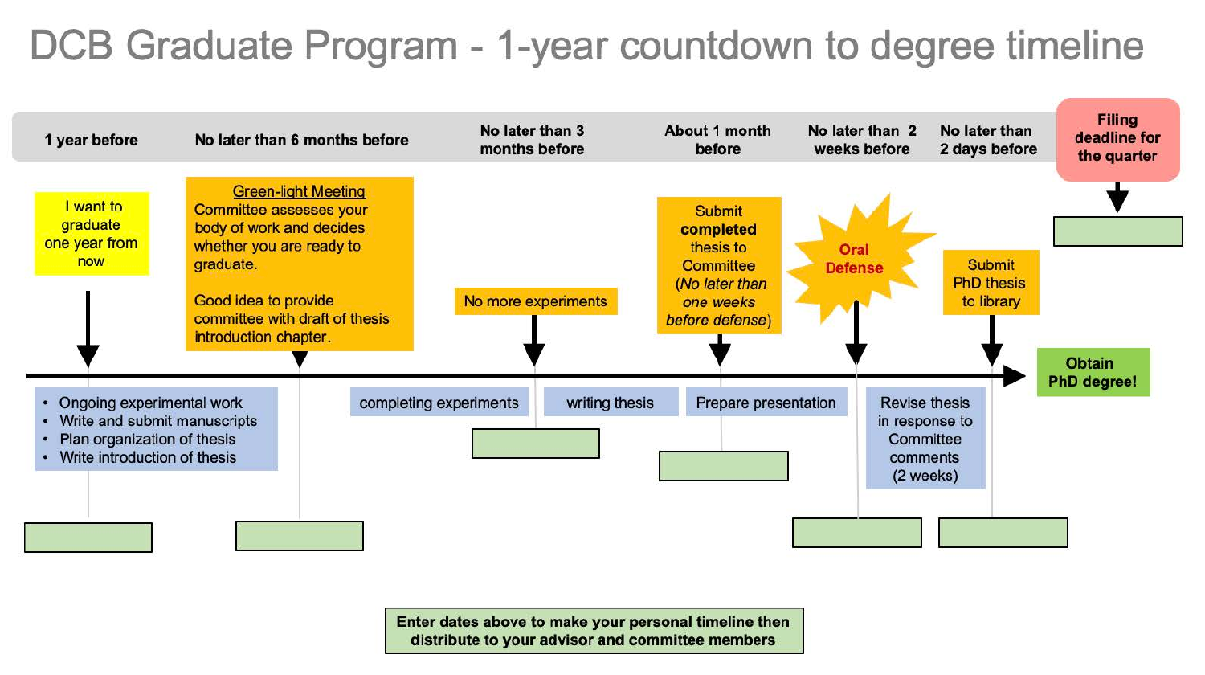# DCB Graduate Program - 1-year countdown to degree timeline

**1 year before**

I want to graduate one year from now

- Ongoing experimental work
- Write and submit manuscripts
- Plan organization of thesis
- Write introduction of thesis

**No later than 6 months before**

Green-light Meeting
Committee assesses your body of work and decides whether you are ready to graduate.

Good idea to provide committee with draft of thesis introduction chapter.

completing experiments

**No later than 3 months before**

No more experiments

writing thesis

**About 1 month before**

Submit **completed** thesis to Committee (*No later than one weeks before defense*)

Prepare presentation

**No later than 2 weeks before**

Oral Defense

Revise thesis in response to Committee comments (2 weeks)

**No later than 2 days before**

Submit PhD thesis to library

**Filing deadline for the quarter**

**Obtain PhD degree!**

**Enter dates above to make your personal timeline then distribute to your advisor and committee members**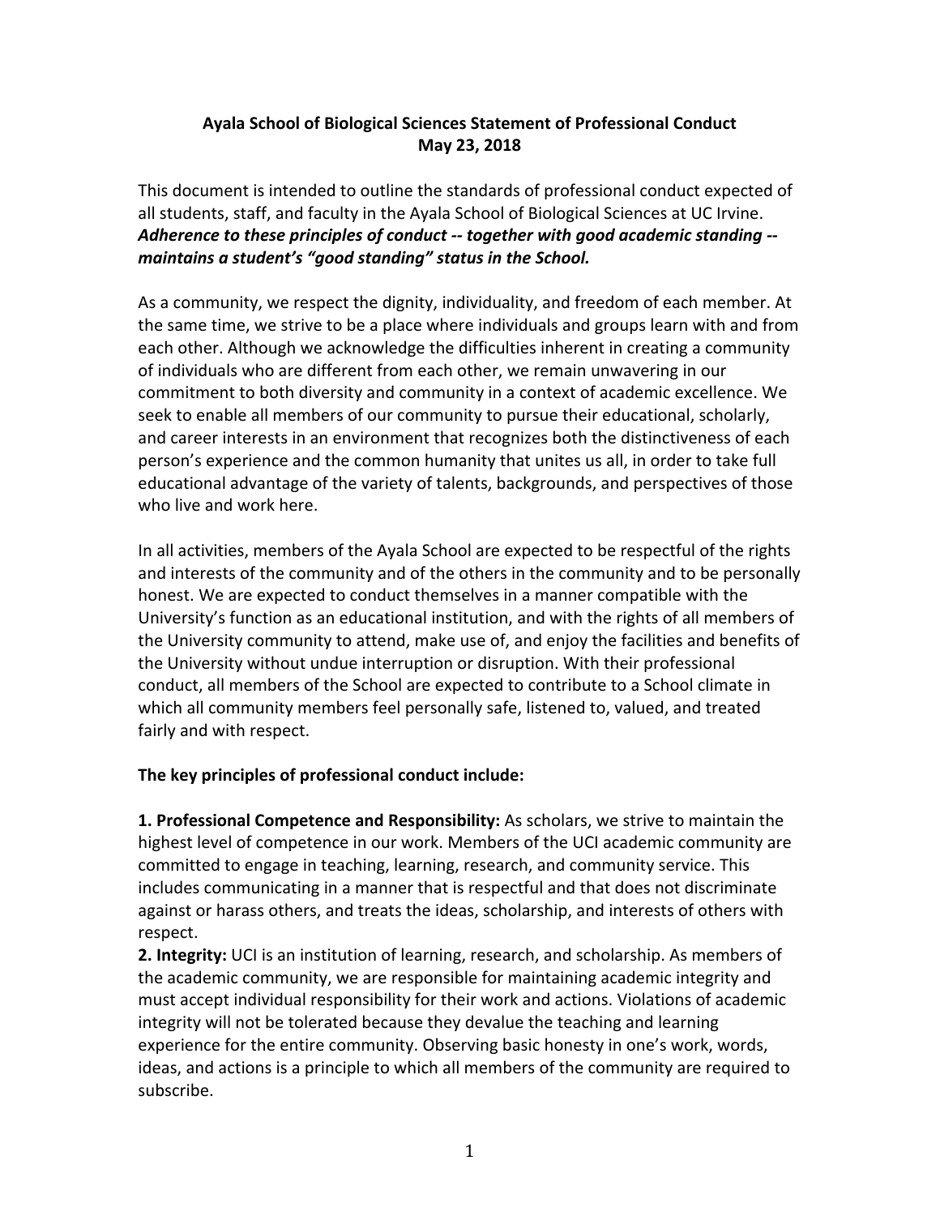**Ayala School of Biological Sciences Statement of Professional Conduct**
**May 23, 2018**

This document is intended to outline the standards of professional conduct expected of all students, staff, and faculty in the Ayala School of Biological Sciences at UC Irvine. ***Adherence to these principles of conduct -- together with good academic standing -- maintains a student's "good standing" status in the School.***

As a community, we respect the dignity, individuality, and freedom of each member. At the same time, we strive to be a place where individuals and groups learn with and from each other. Although we acknowledge the difficulties inherent in creating a community of individuals who are different from each other, we remain unwavering in our commitment to both diversity and community in a context of academic excellence. We seek to enable all members of our community to pursue their educational, scholarly, and career interests in an environment that recognizes both the distinctiveness of each person's experience and the common humanity that unites us all, in order to take full educational advantage of the variety of talents, backgrounds, and perspectives of those who live and work here.

In all activities, members of the Ayala School are expected to be respectful of the rights and interests of the community and of the others in the community and to be personally honest. We are expected to conduct themselves in a manner compatible with the University's function as an educational institution, and with the rights of all members of the University community to attend, make use of, and enjoy the facilities and benefits of the University without undue interruption or disruption. With their professional conduct, all members of the School are expected to contribute to a School climate in which all community members feel personally safe, listened to, valued, and treated fairly and with respect.

**The key principles of professional conduct include:**

**1. Professional Competence and Responsibility:** As scholars, we strive to maintain the highest level of competence in our work. Members of the UCI academic community are committed to engage in teaching, learning, research, and community service. This includes communicating in a manner that is respectful and that does not discriminate against or harass others, and treats the ideas, scholarship, and interests of others with respect.

**2. Integrity:** UCI is an institution of learning, research, and scholarship. As members of the academic community, we are responsible for maintaining academic integrity and must accept individual responsibility for their work and actions. Violations of academic integrity will not be tolerated because they devalue the teaching and learning experience for the entire community. Observing basic honesty in one's work, words, ideas, and actions is a principle to which all members of the community are required to subscribe.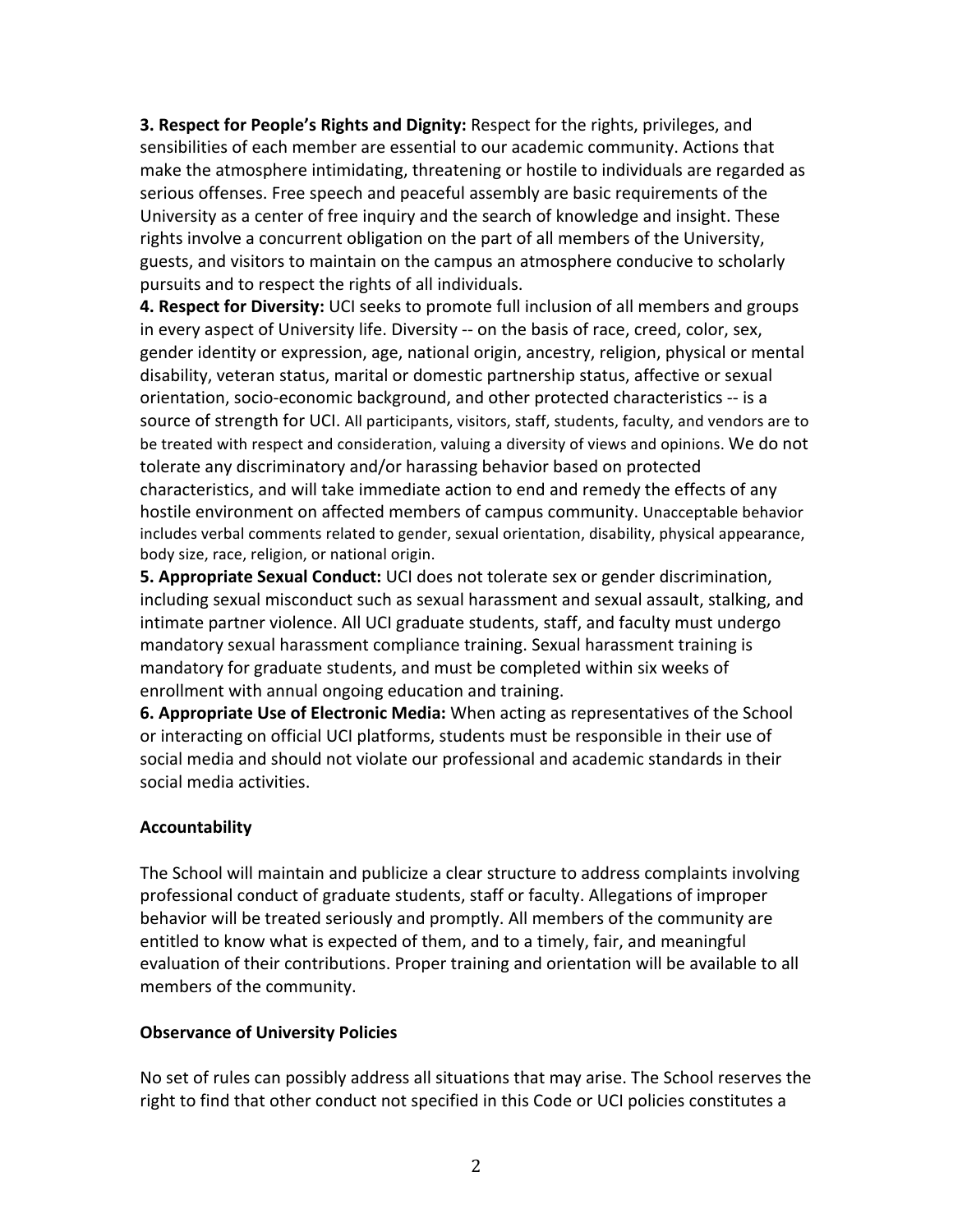**3. Respect for People's Rights and Dignity:** Respect for the rights, privileges, and sensibilities of each member are essential to our academic community. Actions that make the atmosphere intimidating, threatening or hostile to individuals are regarded as serious offenses. Free speech and peaceful assembly are basic requirements of the University as a center of free inquiry and the search of knowledge and insight. These rights involve a concurrent obligation on the part of all members of the University, guests, and visitors to maintain on the campus an atmosphere conducive to scholarly pursuits and to respect the rights of all individuals.

**4. Respect for Diversity:** UCI seeks to promote full inclusion of all members and groups in every aspect of University life. Diversity -- on the basis of race, creed, color, sex, gender identity or expression, age, national origin, ancestry, religion, physical or mental disability, veteran status, marital or domestic partnership status, affective or sexual orientation, socio-economic background, and other protected characteristics -- is a source of strength for UCI. All participants, visitors, staff, students, faculty, and vendors are to be treated with respect and consideration, valuing a diversity of views and opinions. We do not tolerate any discriminatory and/or harassing behavior based on protected characteristics, and will take immediate action to end and remedy the effects of any hostile environment on affected members of campus community. Unacceptable behavior includes verbal comments related to gender, sexual orientation, disability, physical appearance, body size, race, religion, or national origin.

**5. Appropriate Sexual Conduct:** UCI does not tolerate sex or gender discrimination, including sexual misconduct such as sexual harassment and sexual assault, stalking, and intimate partner violence. All UCI graduate students, staff, and faculty must undergo mandatory sexual harassment compliance training. Sexual harassment training is mandatory for graduate students, and must be completed within six weeks of enrollment with annual ongoing education and training.

**6. Appropriate Use of Electronic Media:** When acting as representatives of the School or interacting on official UCI platforms, students must be responsible in their use of social media and should not violate our professional and academic standards in their social media activities.

**Accountability**

The School will maintain and publicize a clear structure to address complaints involving professional conduct of graduate students, staff or faculty. Allegations of improper behavior will be treated seriously and promptly. All members of the community are entitled to know what is expected of them, and to a timely, fair, and meaningful evaluation of their contributions. Proper training and orientation will be available to all members of the community.

**Observance of University Policies**

No set of rules can possibly address all situations that may arise. The School reserves the right to find that other conduct not specified in this Code or UCI policies constitutes a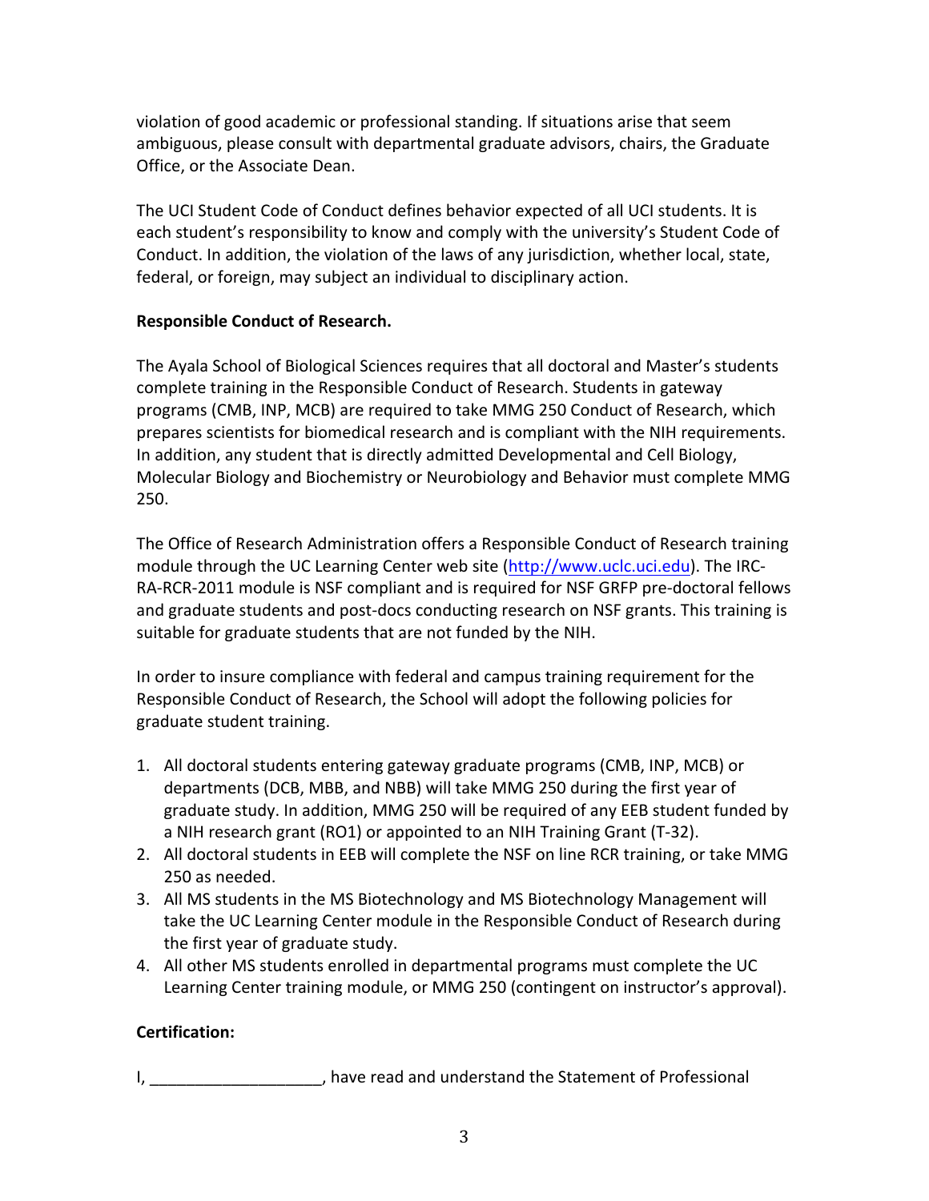violation of good academic or professional standing. If situations arise that seem ambiguous, please consult with departmental graduate advisors, chairs, the Graduate Office, or the Associate Dean.

The UCI Student Code of Conduct defines behavior expected of all UCI students. It is each student's responsibility to know and comply with the university's Student Code of Conduct. In addition, the violation of the laws of any jurisdiction, whether local, state, federal, or foreign, may subject an individual to disciplinary action.

**Responsible Conduct of Research.**

The Ayala School of Biological Sciences requires that all doctoral and Master's students complete training in the Responsible Conduct of Research. Students in gateway programs (CMB, INP, MCB) are required to take MMG 250 Conduct of Research, which prepares scientists for biomedical research and is compliant with the NIH requirements. In addition, any student that is directly admitted Developmental and Cell Biology, Molecular Biology and Biochemistry or Neurobiology and Behavior must complete MMG 250.

The Office of Research Administration offers a Responsible Conduct of Research training module through the UC Learning Center web site (http://www.uclc.uci.edu). The IRC-RA-RCR-2011 module is NSF compliant and is required for NSF GRFP pre-doctoral fellows and graduate students and post-docs conducting research on NSF grants. This training is suitable for graduate students that are not funded by the NIH.

In order to insure compliance with federal and campus training requirement for the Responsible Conduct of Research, the School will adopt the following policies for graduate student training.

1. All doctoral students entering gateway graduate programs (CMB, INP, MCB) or departments (DCB, MBB, and NBB) will take MMG 250 during the first year of graduate study. In addition, MMG 250 will be required of any EEB student funded by a NIH research grant (RO1) or appointed to an NIH Training Grant (T-32).
2. All doctoral students in EEB will complete the NSF on line RCR training, or take MMG 250 as needed.
3. All MS students in the MS Biotechnology and MS Biotechnology Management will take the UC Learning Center module in the Responsible Conduct of Research during the first year of graduate study.
4. All other MS students enrolled in departmental programs must complete the UC Learning Center training module, or MMG 250 (contingent on instructor's approval).

**Certification:**

I, ___________________, have read and understand the Statement of Professional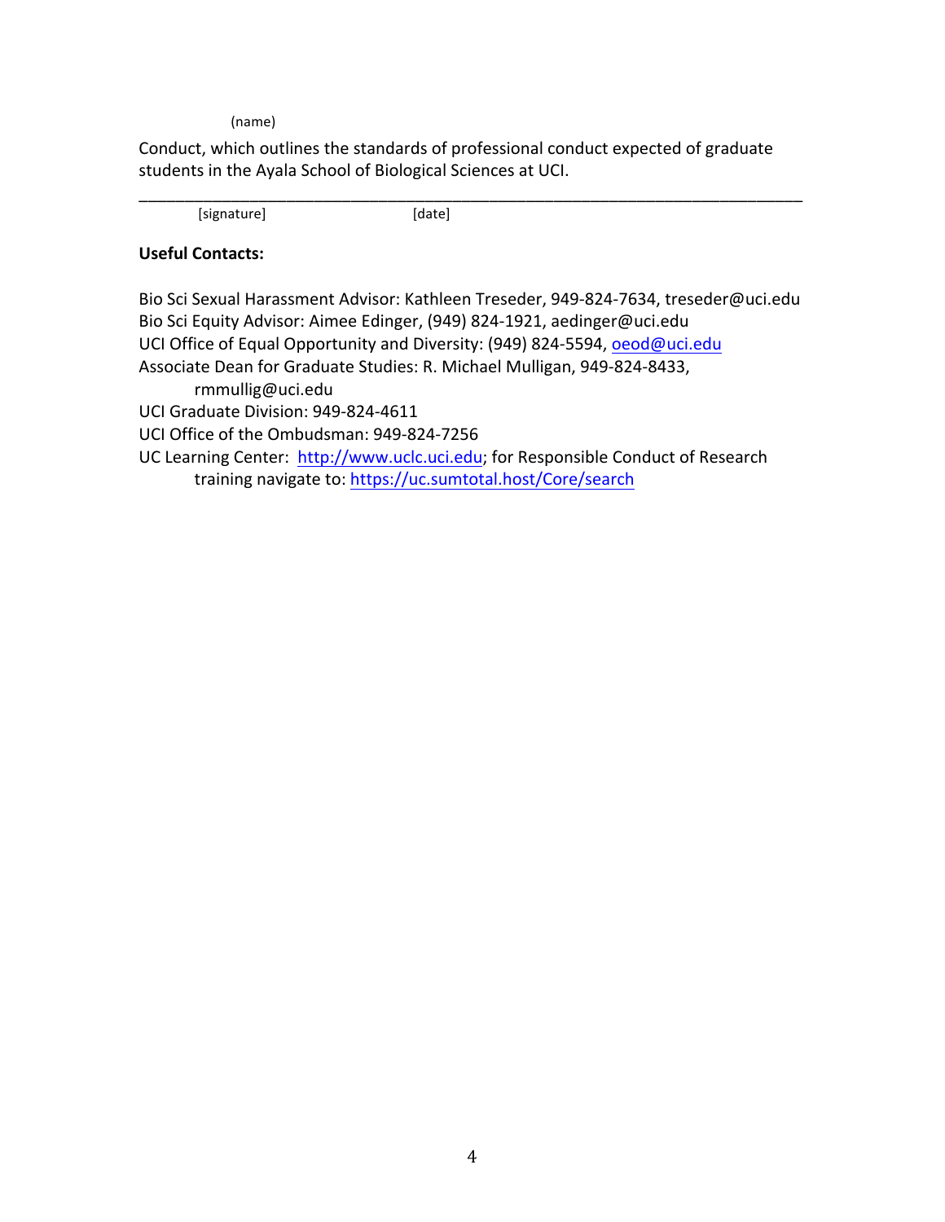(name)

Conduct, which outlines the standards of professional conduct expected of graduate students in the Ayala School of Biological Sciences at UCI.

______________________________________________________________________________

[signature] [date]

**Useful Contacts:**

Bio Sci Sexual Harassment Advisor: Kathleen Treseder, 949-824-7634, treseder@uci.edu
Bio Sci Equity Advisor: Aimee Edinger, (949) 824-1921, aedinger@uci.edu
UCI Office of Equal Opportunity and Diversity: (949) 824-5594, oeod@uci.edu
Associate Dean for Graduate Studies: R. Michael Mulligan, 949-824-8433, rmmullig@uci.edu
UCI Graduate Division: 949-824-4611
UCI Office of the Ombudsman: 949-824-7256
UC Learning Center: http://www.uclc.uci.edu; for Responsible Conduct of Research training navigate to: https://uc.sumtotal.host/Core/search